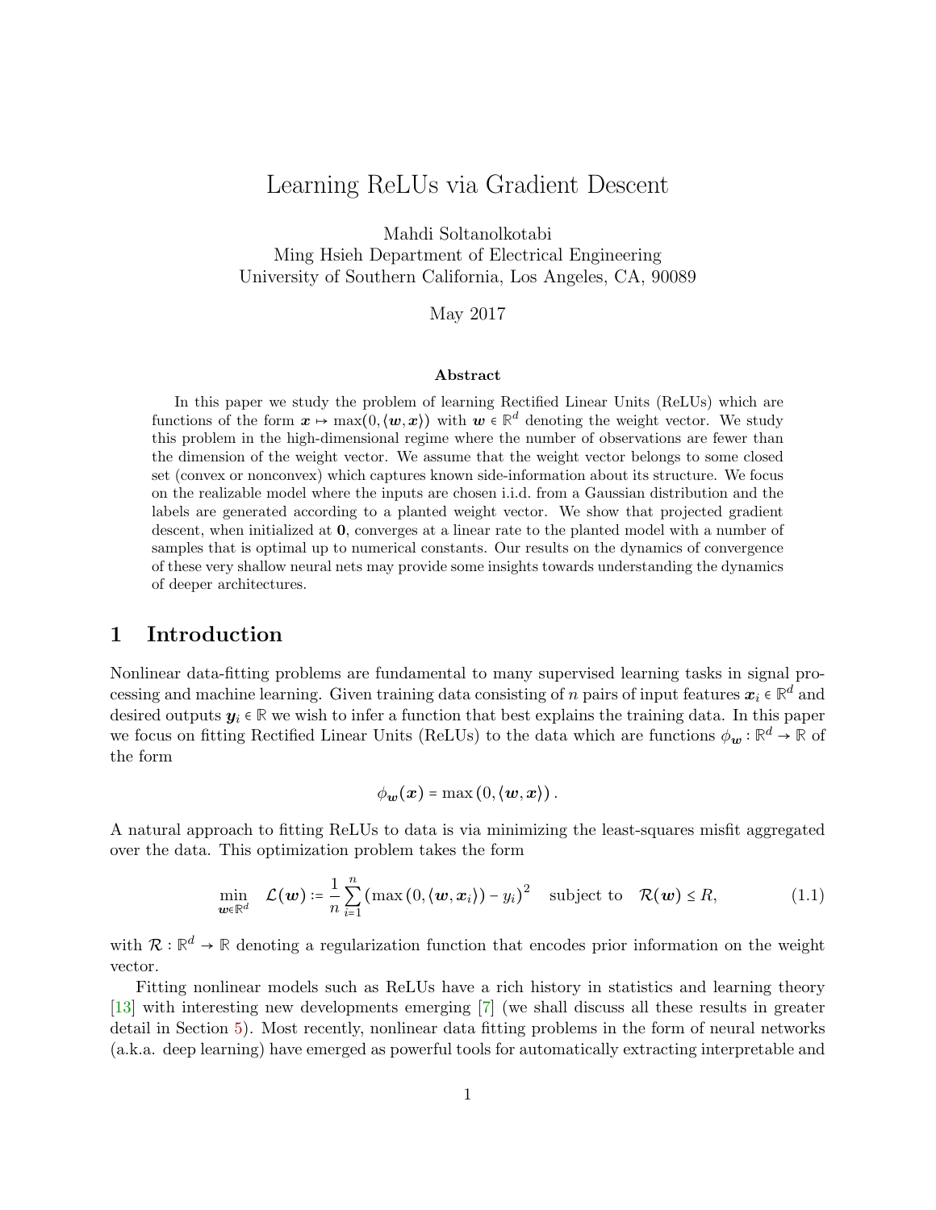# Learning ReLUs via Gradient Descent

Mahdi Soltanolkotabi
Ming Hsieh Department of Electrical Engineering
University of Southern California, Los Angeles, CA, 90089

May 2017

### Abstract

In this paper we study the problem of learning Rectified Linear Units (ReLUs) which are functions of the form $\boldsymbol{x} \mapsto \max(0, \langle \boldsymbol{w}, \boldsymbol{x} \rangle)$ with $\boldsymbol{w} \in \mathbb{R}^d$ denoting the weight vector. We study this problem in the high-dimensional regime where the number of observations are fewer than the dimension of the weight vector. We assume that the weight vector belongs to some closed set (convex or nonconvex) which captures known side-information about its structure. We focus on the realizable model where the inputs are chosen i.i.d. from a Gaussian distribution and the labels are generated according to a planted weight vector. We show that projected gradient descent, when initialized at $\mathbf{0}$, converges at a linear rate to the planted model with a number of samples that is optimal up to numerical constants. Our results on the dynamics of convergence of these very shallow neural nets may provide some insights towards understanding the dynamics of deeper architectures.

## 1 Introduction

Nonlinear data-fitting problems are fundamental to many supervised learning tasks in signal processing and machine learning. Given training data consisting of $n$ pairs of input features $\boldsymbol{x}_i \in \mathbb{R}^d$ and desired outputs $\boldsymbol{y}_i \in \mathbb{R}$ we wish to infer a function that best explains the training data. In this paper we focus on fitting Rectified Linear Units (ReLUs) to the data which are functions $\phi_{\boldsymbol{w}} : \mathbb{R}^d \to \mathbb{R}$ of the form

$$\phi_{\boldsymbol{w}}(\boldsymbol{x}) = \max(0, \langle \boldsymbol{w}, \boldsymbol{x} \rangle).$$

A natural approach to fitting ReLUs to data is via minimizing the least-squares misfit aggregated over the data. This optimization problem takes the form

$$\min_{\boldsymbol{w} \in \mathbb{R}^d} \quad \mathcal{L}(\boldsymbol{w}) := \frac{1}{n} \sum_{i=1}^{n} (\max(0, \langle \boldsymbol{w}, \boldsymbol{x}_i \rangle) - y_i)^2 \quad \text{subject to} \quad \mathcal{R}(\boldsymbol{w}) \le R, \tag{1.1}$$

with $\mathcal{R} : \mathbb{R}^d \to \mathbb{R}$ denoting a regularization function that encodes prior information on the weight vector.

Fitting nonlinear models such as ReLUs have a rich history in statistics and learning theory [13] with interesting new developments emerging [7] (we shall discuss all these results in greater detail in Section 5). Most recently, nonlinear data fitting problems in the form of neural networks (a.k.a. deep learning) have emerged as powerful tools for automatically extracting interpretable and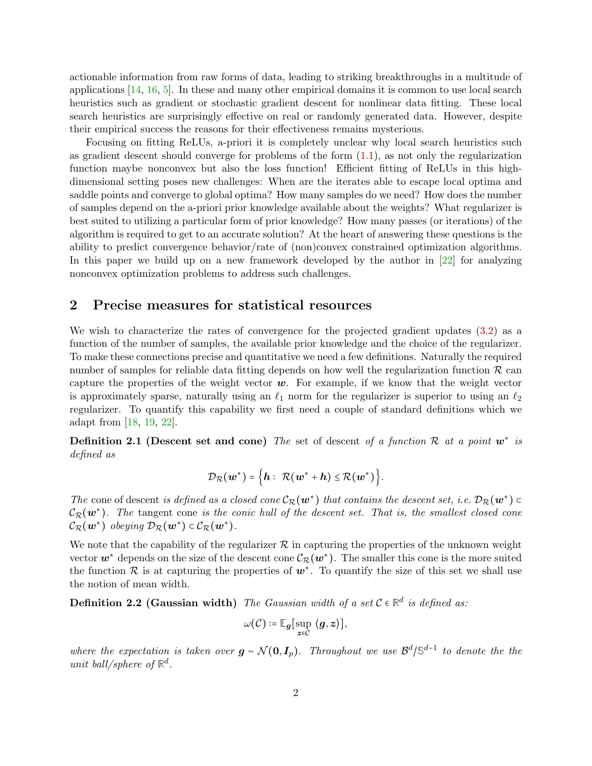actionable information from raw forms of data, leading to striking breakthroughs in a multitude of applications [14, 16, 5]. In these and many other empirical domains it is common to use local search heuristics such as gradient or stochastic gradient descent for nonlinear data fitting. These local search heuristics are surprisingly effective on real or randomly generated data. However, despite their empirical success the reasons for their effectiveness remains mysterious.

Focusing on fitting ReLUs, a-priori it is completely unclear why local search heuristics such as gradient descent should converge for problems of the form (1.1), as not only the regularization function maybe nonconvex but also the loss function! Efficient fitting of ReLUs in this high-dimensional setting poses new challenges: When are the iterates able to escape local optima and saddle points and converge to global optima? How many samples do we need? How does the number of samples depend on the a-priori prior knowledge available about the weights? What regularizer is best suited to utilizing a particular form of prior knowledge? How many passes (or iterations) of the algorithm is required to get to an accurate solution? At the heart of answering these questions is the ability to predict convergence behavior/rate of (non)convex constrained optimization algorithms. In this paper we build up on a new framework developed by the author in [22] for analyzing nonconvex optimization problems to address such challenges.

## 2 Precise measures for statistical resources

We wish to characterize the rates of convergence for the projected gradient updates (3.2) as a function of the number of samples, the available prior knowledge and the choice of the regularizer. To make these connections precise and quantitative we need a few definitions. Naturally the required number of samples for reliable data fitting depends on how well the regularization function $\mathcal{R}$ can capture the properties of the weight vector $\boldsymbol{w}$. For example, if we know that the weight vector is approximately sparse, naturally using an $\ell_1$ norm for the regularizer is superior to using an $\ell_2$ regularizer. To quantify this capability we first need a couple of standard definitions which we adapt from [18, 19, 22].

**Definition 2.1 (Descent set and cone)** *The* set of descent *of a function $\mathcal{R}$ at a point $\boldsymbol{w}^*$ is defined as*

$$\mathcal{D}_{\mathcal{R}}(\boldsymbol{w}^*) = \Big\{\boldsymbol{h} : \ \mathcal{R}(\boldsymbol{w}^* + \boldsymbol{h}) \leq \mathcal{R}(\boldsymbol{w}^*)\Big\}.$$

*The* cone of descent *is defined as a closed cone $\mathcal{C}_{\mathcal{R}}(\boldsymbol{w}^*)$ that contains the descent set, i.e. $\mathcal{D}_{\mathcal{R}}(\boldsymbol{w}^*) \subset \mathcal{C}_{\mathcal{R}}(\boldsymbol{w}^*)$. The* tangent cone *is the conic hull of the descent set. That is, the smallest closed cone $\mathcal{C}_{\mathcal{R}}(\boldsymbol{w}^*)$ obeying $\mathcal{D}_{\mathcal{R}}(\boldsymbol{w}^*) \subset \mathcal{C}_{\mathcal{R}}(\boldsymbol{w}^*)$.*

We note that the capability of the regularizer $\mathcal{R}$ in capturing the properties of the unknown weight vector $\boldsymbol{w}^*$ depends on the size of the descent cone $\mathcal{C}_{\mathcal{R}}(\boldsymbol{w}^*)$. The smaller this cone is the more suited the function $\mathcal{R}$ is at capturing the properties of $\boldsymbol{w}^*$. To quantify the size of this set we shall use the notion of mean width.

**Definition 2.2 (Gaussian width)** *The Gaussian width of a set $\mathcal{C} \in \mathbb{R}^d$ is defined as:*

$$\omega(\mathcal{C}) \coloneqq \mathbb{E}_{\boldsymbol{g}}[\sup_{\boldsymbol{z} \in \mathcal{C}} \langle \boldsymbol{g}, \boldsymbol{z} \rangle],$$

*where the expectation is taken over $\boldsymbol{g} \sim \mathcal{N}(\boldsymbol{0}, \boldsymbol{I}_p)$. Throughout we use $\mathcal{B}^d / \mathbb{S}^{d-1}$ to denote the the unit ball/sphere of $\mathbb{R}^d$.*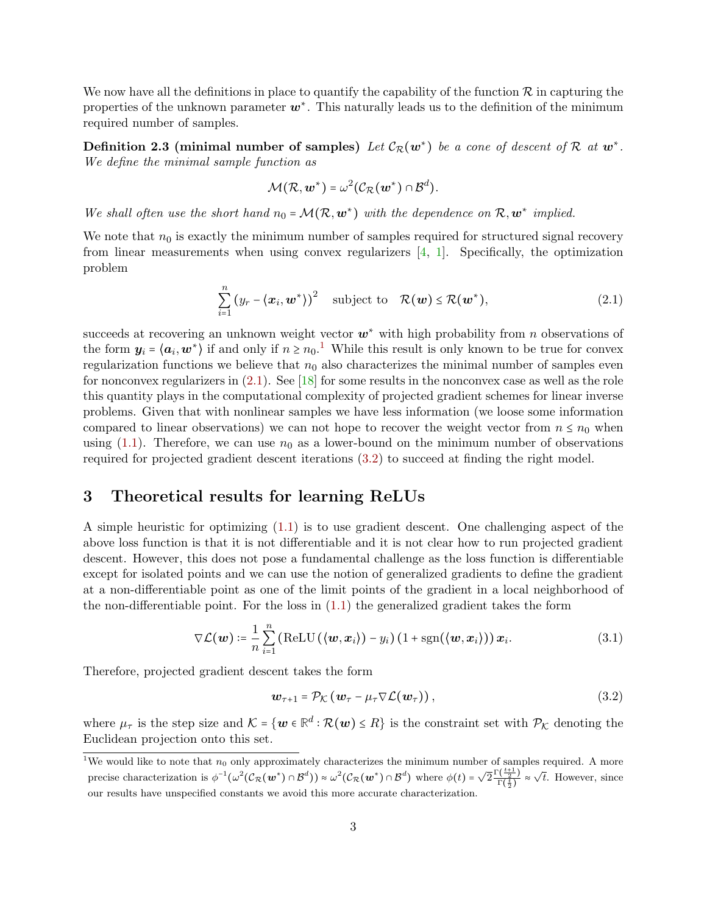We now have all the definitions in place to quantify the capability of the function $\mathcal{R}$ in capturing the properties of the unknown parameter $\boldsymbol{w}^*$. This naturally leads us to the definition of the minimum required number of samples.

**Definition 2.3 (minimal number of samples)** *Let $\mathcal{C}_{\mathcal{R}}(\boldsymbol{w}^*)$ be a cone of descent of $\mathcal{R}$ at $\boldsymbol{w}^*$. We define the minimal sample function as*

$$\mathcal{M}(\mathcal{R}, \boldsymbol{w}^*) = \omega^2(\mathcal{C}_{\mathcal{R}}(\boldsymbol{w}^*) \cap \mathcal{B}^d).$$

*We shall often use the short hand $n_0 = \mathcal{M}(\mathcal{R}, \boldsymbol{w}^*)$ with the dependence on $\mathcal{R}, \boldsymbol{w}^*$ implied.*

We note that $n_0$ is exactly the minimum number of samples required for structured signal recovery from linear measurements when using convex regularizers [4, 1]. Specifically, the optimization problem

$$\sum_{i=1}^{n} (y_r - \langle \boldsymbol{x}_i, \boldsymbol{w}^* \rangle)^2 \quad \text{subject to} \quad \mathcal{R}(\boldsymbol{w}) \le \mathcal{R}(\boldsymbol{w}^*), \tag{2.1}$$

succeeds at recovering an unknown weight vector $\boldsymbol{w}^*$ with high probability from $n$ observations of the form $\boldsymbol{y}_i = \langle \boldsymbol{a}_i, \boldsymbol{w}^* \rangle$ if and only if $n \ge n_0$.[1] While this result is only known to be true for convex regularization functions we believe that $n_0$ also characterizes the minimal number of samples even for nonconvex regularizers in (2.1). See [18] for some results in the nonconvex case as well as the role this quantity plays in the computational complexity of projected gradient schemes for linear inverse problems. Given that with nonlinear samples we have less information (we loose some information compared to linear observations) we can not hope to recover the weight vector from $n \le n_0$ when using (1.1). Therefore, we can use $n_0$ as a lower-bound on the minimum number of observations required for projected gradient descent iterations (3.2) to succeed at finding the right model.

## 3 Theoretical results for learning ReLUs

A simple heuristic for optimizing (1.1) is to use gradient descent. One challenging aspect of the above loss function is that it is not differentiable and it is not clear how to run projected gradient descent. However, this does not pose a fundamental challenge as the loss function is differentiable except for isolated points and we can use the notion of generalized gradients to define the gradient at a non-differentiable point as one of the limit points of the gradient in a local neighborhood of the non-differentiable point. For the loss in (1.1) the generalized gradient takes the form

$$\nabla \mathcal{L}(\boldsymbol{w}) := \frac{1}{n} \sum_{i=1}^{n} \left( \text{ReLU}\left( \langle \boldsymbol{w}, \boldsymbol{x}_i \rangle \right) - y_i \right) \left( 1 + \text{sgn}(\langle \boldsymbol{w}, \boldsymbol{x}_i \rangle) \right) \boldsymbol{x}_i. \tag{3.1}$$

Therefore, projected gradient descent takes the form

$$\boldsymbol{w}_{\tau+1} = \mathcal{P}_{\mathcal{K}} \left( \boldsymbol{w}_\tau - \mu_\tau \nabla \mathcal{L}(\boldsymbol{w}_\tau) \right), \tag{3.2}$$

where $\mu_\tau$ is the step size and $\mathcal{K} = \{ \boldsymbol{w} \in \mathbb{R}^d : \mathcal{R}(\boldsymbol{w}) \le R \}$ is the constraint set with $\mathcal{P}_{\mathcal{K}}$ denoting the Euclidean projection onto this set.

[1] We would like to note that $n_0$ only approximately characterizes the minimum number of samples required. A more precise characterization is $\phi^{-1}(\omega^2(\mathcal{C}_{\mathcal{R}}(\boldsymbol{w}^*) \cap \mathcal{B}^d)) \approx \omega^2(\mathcal{C}_{\mathcal{R}}(\boldsymbol{w}^*) \cap \mathcal{B}^d)$ where $\phi(t) = \sqrt{2}\frac{\Gamma(\frac{t+1}{2})}{\Gamma(\frac{t}{2})} \approx \sqrt{t}$. However, since our results have unspecified constants we avoid this more accurate characterization.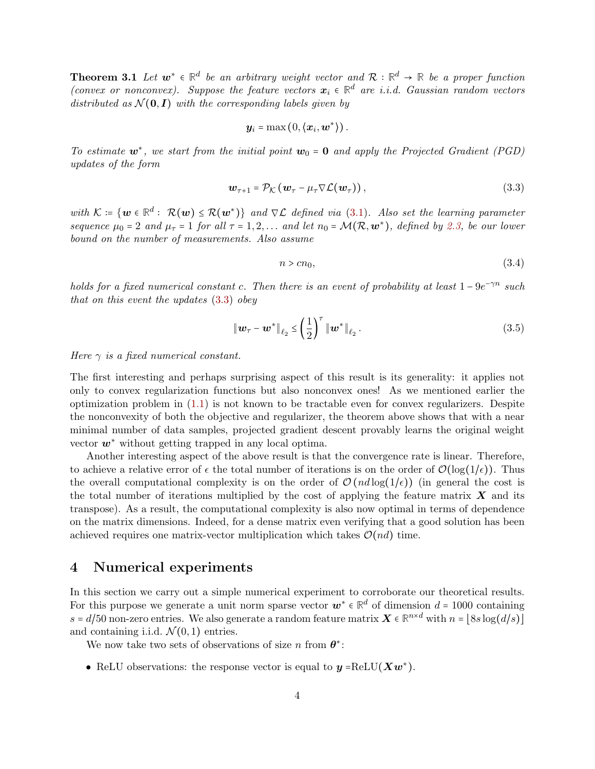**Theorem 3.1** *Let $\boldsymbol{w}^* \in \mathbb{R}^d$ be an arbitrary weight vector and $\mathcal{R} : \mathbb{R}^d \to \mathbb{R}$ be a proper function (convex or nonconvex). Suppose the feature vectors $\boldsymbol{x}_i \in \mathbb{R}^d$ are i.i.d. Gaussian random vectors distributed as $\mathcal{N}(\boldsymbol{0}, \boldsymbol{I})$ with the corresponding labels given by*

$$\boldsymbol{y}_i = \max\left(0, \langle \boldsymbol{x}_i, \boldsymbol{w}^* \rangle\right).$$

*To estimate $\boldsymbol{w}^*$, we start from the initial point $\boldsymbol{w}_0 = \boldsymbol{0}$ and apply the Projected Gradient (PGD) updates of the form*

$$\boldsymbol{w}_{\tau+1} = \mathcal{P}_{\mathcal{K}}\left(\boldsymbol{w}_\tau - \mu_\tau \nabla \mathcal{L}(\boldsymbol{w}_\tau)\right), \tag{3.3}$$

*with $\mathcal{K} := \{\boldsymbol{w} \in \mathbb{R}^d : \mathcal{R}(\boldsymbol{w}) \le \mathcal{R}(\boldsymbol{w}^*)\}$ and $\nabla \mathcal{L}$ defined via (3.1). Also set the learning parameter sequence $\mu_0 = 2$ and $\mu_\tau = 1$ for all $\tau = 1, 2, \ldots$ and let $n_0 = \mathcal{M}(\mathcal{R}, \boldsymbol{w}^*)$, defined by 2.3, be our lower bound on the number of measurements. Also assume*

$$n > c n_0, \tag{3.4}$$

*holds for a fixed numerical constant $c$. Then there is an event of probability at least $1 - 9e^{-\gamma n}$ such that on this event the updates (3.3) obey*

$$\|\boldsymbol{w}_\tau - \boldsymbol{w}^*\|_{\ell_2} \le \left(\frac{1}{2}\right)^\tau \|\boldsymbol{w}^*\|_{\ell_2}. \tag{3.5}$$

*Here $\gamma$ is a fixed numerical constant.*

The first interesting and perhaps surprising aspect of this result is its generality: it applies not only to convex regularization functions but also nonconvex ones! As we mentioned earlier the optimization problem in (1.1) is not known to be tractable even for convex regularizers. Despite the nonconvexity of both the objective and regularizer, the theorem above shows that with a near minimal number of data samples, projected gradient descent provably learns the original weight vector $\boldsymbol{w}^*$ without getting trapped in any local optima.

Another interesting aspect of the above result is that the convergence rate is linear. Therefore, to achieve a relative error of $\epsilon$ the total number of iterations is on the order of $\mathcal{O}(\log(1/\epsilon))$. Thus the overall computational complexity is on the order of $\mathcal{O}(nd\log(1/\epsilon))$ (in general the cost is the total number of iterations multiplied by the cost of applying the feature matrix $\boldsymbol{X}$ and its transpose). As a result, the computational complexity is also now optimal in terms of dependence on the matrix dimensions. Indeed, for a dense matrix even verifying that a good solution has been achieved requires one matrix-vector multiplication which takes $\mathcal{O}(nd)$ time.

## 4 Numerical experiments

In this section we carry out a simple numerical experiment to corroborate our theoretical results. For this purpose we generate a unit norm sparse vector $\boldsymbol{w}^* \in \mathbb{R}^d$ of dimension $d = 1000$ containing $s = d/50$ non-zero entries. We also generate a random feature matrix $\boldsymbol{X} \in \mathbb{R}^{n \times d}$ with $n = \lfloor 8s\log(d/s) \rfloor$ and containing i.i.d. $\mathcal{N}(0,1)$ entries.

We now take two sets of observations of size $n$ from $\boldsymbol{\theta}^*$:

- ReLU observations: the response vector is equal to $\boldsymbol{y} = \text{ReLU}(\boldsymbol{X}\boldsymbol{w}^*)$.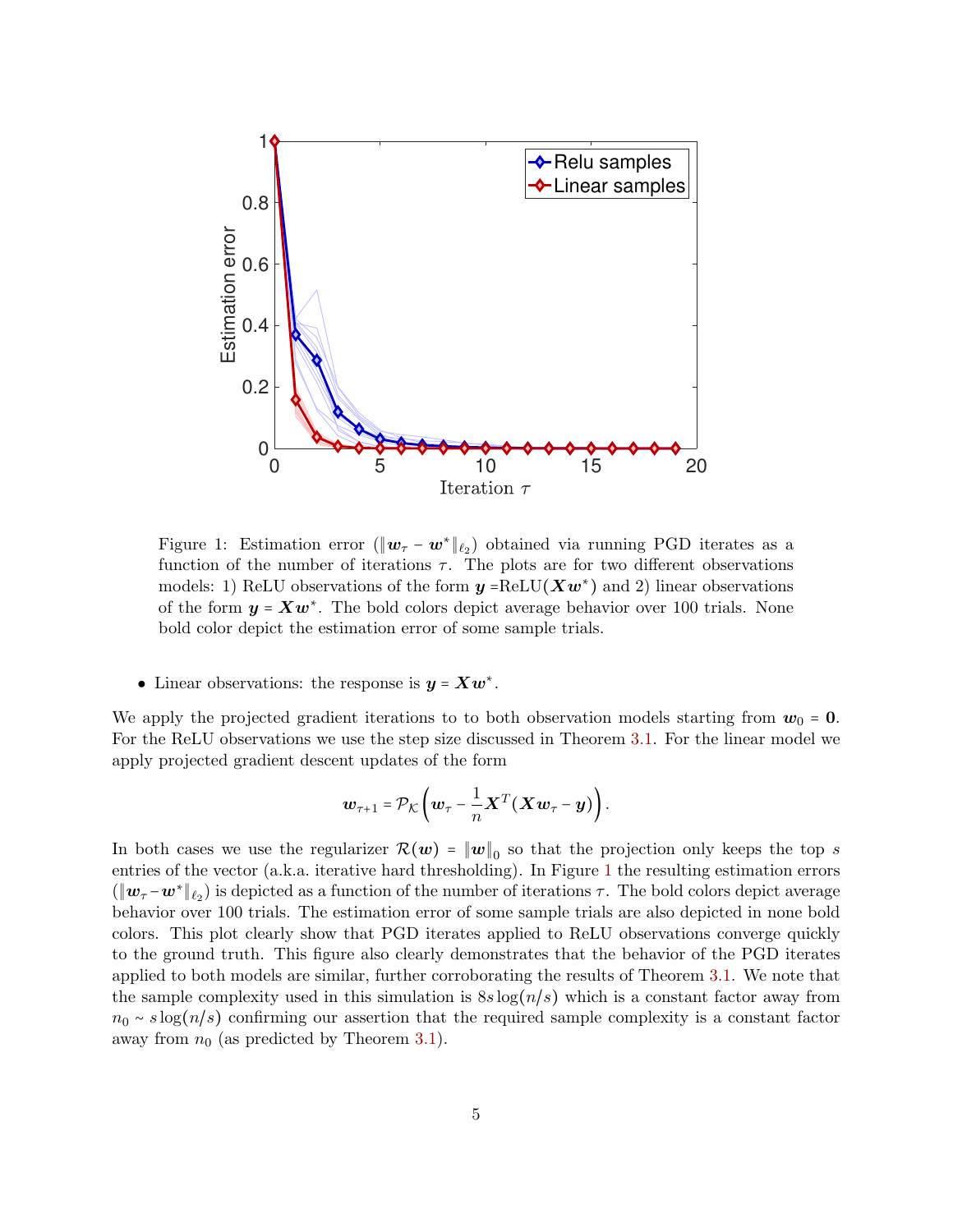Figure 1: Estimation error ($\|\boldsymbol{w}_\tau - \boldsymbol{w}^*\|_{\ell_2}$) obtained via running PGD iterates as a function of the number of iterations $\tau$. The plots are for two different observations models: 1) ReLU observations of the form $\boldsymbol{y} = \text{ReLU}(\boldsymbol{X}\boldsymbol{w}^*)$ and 2) linear observations of the form $\boldsymbol{y} = \boldsymbol{X}\boldsymbol{w}^*$. The bold colors depict average behavior over 100 trials. None bold color depict the estimation error of some sample trials.

- Linear observations: the response is $\boldsymbol{y} = \boldsymbol{X}\boldsymbol{w}^*$.

We apply the projected gradient iterations to to both observation models starting from $\boldsymbol{w}_0 = \boldsymbol{0}$. For the ReLU observations we use the step size discussed in Theorem 3.1. For the linear model we apply projected gradient descent updates of the form

$$\boldsymbol{w}_{\tau+1} = \mathcal{P}_{\mathcal{K}}\left(\boldsymbol{w}_\tau - \frac{1}{n}\boldsymbol{X}^T(\boldsymbol{X}\boldsymbol{w}_\tau - \boldsymbol{y})\right).$$

In both cases we use the regularizer $\mathcal{R}(\boldsymbol{w}) = \|\boldsymbol{w}\|_0$ so that the projection only keeps the top $s$ entries of the vector (a.k.a. iterative hard thresholding). In Figure 1 the resulting estimation errors ($\|\boldsymbol{w}_\tau - \boldsymbol{w}^*\|_{\ell_2}$) is depicted as a function of the number of iterations $\tau$. The bold colors depict average behavior over 100 trials. The estimation error of some sample trials are also depicted in none bold colors. This plot clearly show that PGD iterates applied to ReLU observations converge quickly to the ground truth. This figure also clearly demonstrates that the behavior of the PGD iterates applied to both models are similar, further corroborating the results of Theorem 3.1. We note that the sample complexity used in this simulation is $8s\log(n/s)$ which is a constant factor away from $n_0 \sim s\log(n/s)$ confirming our assertion that the required sample complexity is a constant factor away from $n_0$ (as predicted by Theorem 3.1).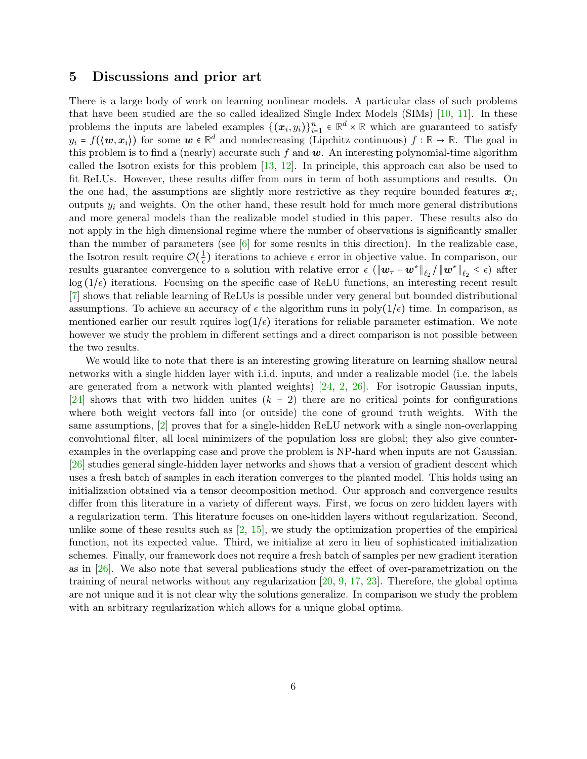# 5 Discussions and prior art

There is a large body of work on learning nonlinear models. A particular class of such problems that have been studied are the so called idealized Single Index Models (SIMs) [10, 11]. In these problems the inputs are labeled examples $\{(\boldsymbol{x}_i, y_i)\}_{i=1}^n \in \mathbb{R}^d \times \mathbb{R}$ which are guaranteed to satisfy $y_i = f(\langle \boldsymbol{w}, \boldsymbol{x}_i \rangle)$ for some $\boldsymbol{w} \in \mathbb{R}^d$ and nondecreasing (Lipchitz continuous) $f : \mathbb{R} \to \mathbb{R}$. The goal in this problem is to find a (nearly) accurate such $f$ and $\boldsymbol{w}$. An interesting polynomial-time algorithm called the Isotron exists for this problem [13, 12]. In principle, this approach can also be used to fit ReLUs. However, these results differ from ours in term of both assumptions and results. On the one had, the assumptions are slightly more restrictive as they require bounded features $\boldsymbol{x}_i$, outputs $y_i$ and weights. On the other hand, these result hold for much more general distributions and more general models than the realizable model studied in this paper. These results also do not apply in the high dimensional regime where the number of observations is significantly smaller than the number of parameters (see [6] for some results in this direction). In the realizable case, the Isotron result require $\mathcal{O}(\frac{1}{\epsilon})$ iterations to achieve $\epsilon$ error in objective value. In comparison, our results guarantee convergence to a solution with relative error $\epsilon$ ($\|\boldsymbol{w}_\tau - \boldsymbol{w}^*\|_{\ell_2} / \|\boldsymbol{w}^*\|_{\ell_2} \le \epsilon$) after $\log(1/\epsilon)$ iterations. Focusing on the specific case of ReLU functions, an interesting recent result [7] shows that reliable learning of ReLUs is possible under very general but bounded distributional assumptions. To achieve an accuracy of $\epsilon$ the algorithm runs in poly$(1/\epsilon)$ time. In comparison, as mentioned earlier our result rquires $\log(1/\epsilon)$ iterations for reliable parameter estimation. We note however we study the problem in different settings and a direct comparison is not possible between the two results.

We would like to note that there is an interesting growing literature on learning shallow neural networks with a single hidden layer with i.i.d. inputs, and under a realizable model (i.e. the labels are generated from a network with planted weights) [24, 2, 26]. For isotropic Gaussian inputs, [24] shows that with two hidden unites ($k = 2$) there are no critical points for configurations where both weight vectors fall into (or outside) the cone of ground truth weights. With the same assumptions, [2] proves that for a single-hidden ReLU network with a single non-overlapping convolutional filter, all local minimizers of the population loss are global; they also give counter-examples in the overlapping case and prove the problem is NP-hard when inputs are not Gaussian. [26] studies general single-hidden layer networks and shows that a version of gradient descent which uses a fresh batch of samples in each iteration converges to the planted model. This holds using an initialization obtained via a tensor decomposition method. Our approach and convergence results differ from this literature in a variety of different ways. First, we focus on zero hidden layers with a regularization term. This literature focuses on one-hidden layers without regularization. Second, unlike some of these results such as [2, 15], we study the optimization properties of the empirical function, not its expected value. Third, we initialize at zero in lieu of sophisticated initialization schemes. Finally, our framework does not require a fresh batch of samples per new gradient iteration as in [26]. We also note that several publications study the effect of over-parametrization on the training of neural networks without any regularization [20, 9, 17, 23]. Therefore, the global optima are not unique and it is not clear why the solutions generalize. In comparison we study the problem with an arbitrary regularization which allows for a unique global optima.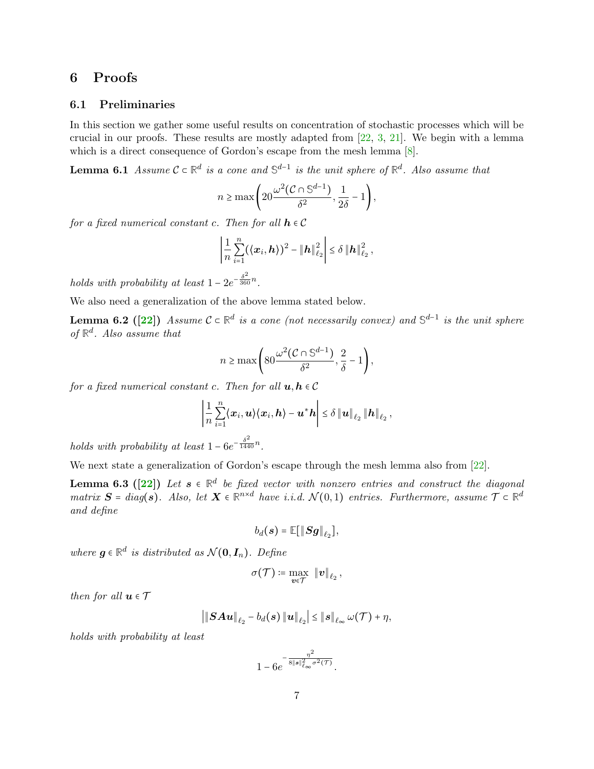# 6 Proofs

## 6.1 Preliminaries

In this section we gather some useful results on concentration of stochastic processes which will be crucial in our proofs. These results are mostly adapted from [22, 3, 21]. We begin with a lemma which is a direct consequence of Gordon's escape from the mesh lemma [8].

**Lemma 6.1** *Assume $\mathcal{C} \subset \mathbb{R}^d$ is a cone and $\mathbb{S}^{d-1}$ is the unit sphere of $\mathbb{R}^d$. Also assume that*

$$n \geq \max\left(20\frac{\omega^2(\mathcal{C} \cap \mathbb{S}^{d-1})}{\delta^2}, \frac{1}{2\delta} - 1\right),$$

*for a fixed numerical constant c. Then for all $\boldsymbol{h} \in \mathcal{C}$*

$$\left|\frac{1}{n}\sum_{i=1}^{n}(\langle \boldsymbol{x}_i, \boldsymbol{h}\rangle)^2 - \|\boldsymbol{h}\|_{\ell_2}^2\right| \leq \delta \|\boldsymbol{h}\|_{\ell_2}^2,$$

*holds with probability at least $1 - 2e^{-\frac{\delta^2}{360}n}$.*

We also need a generalization of the above lemma stated below.

**Lemma 6.2 ([22])** *Assume $\mathcal{C} \subset \mathbb{R}^d$ is a cone (not necessarily convex) and $\mathbb{S}^{d-1}$ is the unit sphere of $\mathbb{R}^d$. Also assume that*

$$n \geq \max\left(80\frac{\omega^2(\mathcal{C} \cap \mathbb{S}^{d-1})}{\delta^2}, \frac{2}{\delta} - 1\right),$$

*for a fixed numerical constant c. Then for all $\boldsymbol{u}, \boldsymbol{h} \in \mathcal{C}$*

$$\left|\frac{1}{n}\sum_{i=1}^{n}\langle \boldsymbol{x}_i, \boldsymbol{u}\rangle\langle \boldsymbol{x}_i, \boldsymbol{h}\rangle - \boldsymbol{u}^*\boldsymbol{h}\right| \leq \delta \|\boldsymbol{u}\|_{\ell_2} \|\boldsymbol{h}\|_{\ell_2},$$

*holds with probability at least $1 - 6e^{-\frac{\delta^2}{1440}n}$.*

We next state a generalization of Gordon's escape through the mesh lemma also from [22].

**Lemma 6.3 ([22])** *Let $\boldsymbol{s} \in \mathbb{R}^d$ be fixed vector with nonzero entries and construct the diagonal matrix $\boldsymbol{S} = diag(\boldsymbol{s})$. Also, let $\boldsymbol{X} \in \mathbb{R}^{n \times d}$ have i.i.d. $\mathcal{N}(0,1)$ entries. Furthermore, assume $\mathcal{T} \subset \mathbb{R}^d$ and define*

$$b_d(\boldsymbol{s}) = \mathbb{E}[\|\boldsymbol{S}\boldsymbol{g}\|_{\ell_2}],$$

*where $\boldsymbol{g} \in \mathbb{R}^d$ is distributed as $\mathcal{N}(\boldsymbol{0}, \boldsymbol{I}_n)$. Define*

$$\sigma(\mathcal{T}) \coloneqq \max_{\boldsymbol{v} \in \mathcal{T}} \|\boldsymbol{v}\|_{\ell_2},$$

*then for all $\boldsymbol{u} \in \mathcal{T}$*

$$\left|\|\boldsymbol{S}\boldsymbol{A}\boldsymbol{u}\|_{\ell_2} - b_d(\boldsymbol{s})\|\boldsymbol{u}\|_{\ell_2}\right| \leq \|\boldsymbol{s}\|_{\ell_\infty}\omega(\mathcal{T}) + \eta,$$

*holds with probability at least*

$$1 - 6e^{-\frac{\eta^2}{8\|\boldsymbol{s}\|_{\ell_\infty}^2\sigma^2(\mathcal{T})}}.$$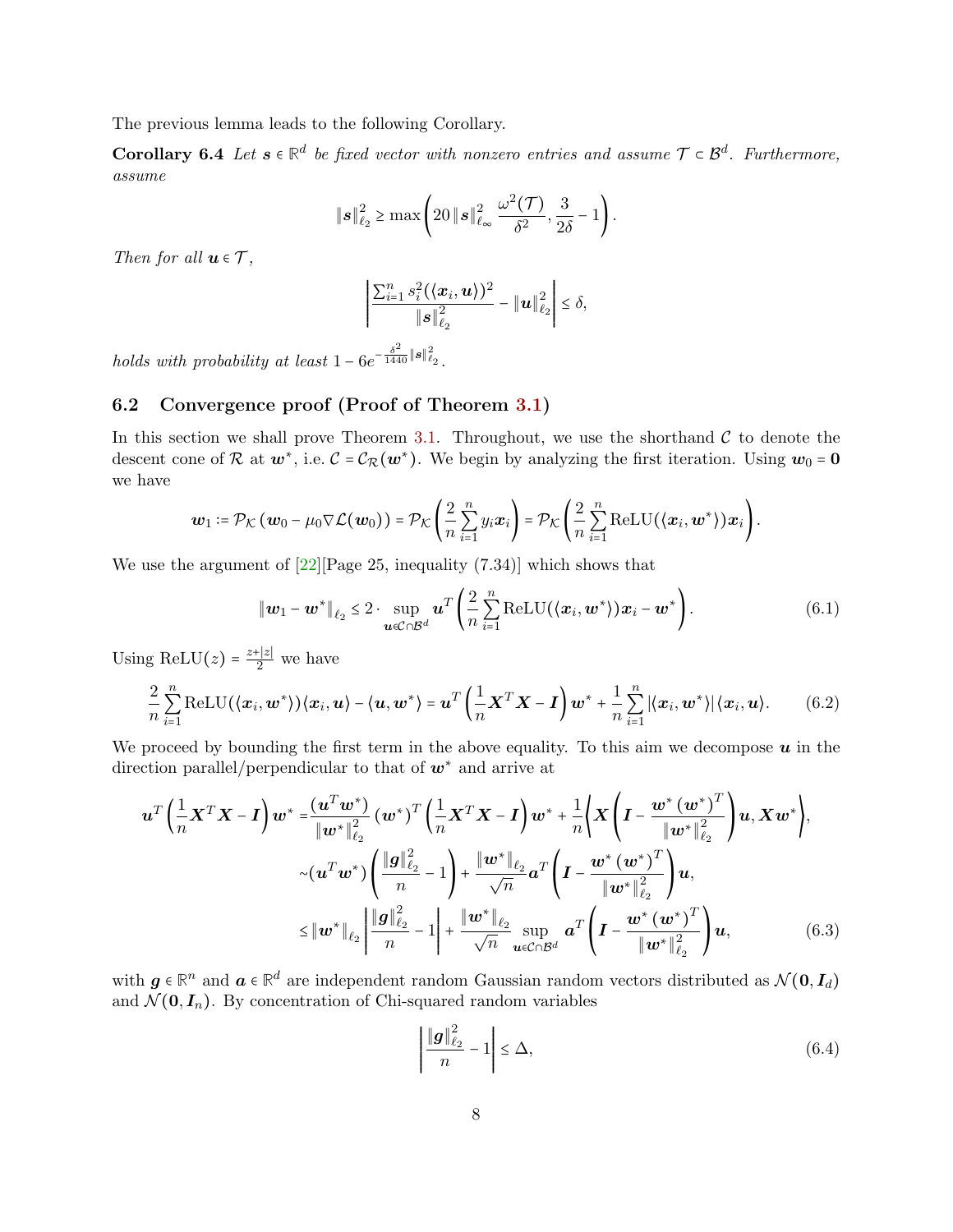The previous lemma leads to the following Corollary.

**Corollary 6.4** *Let $\boldsymbol{s} \in \mathbb{R}^d$ be fixed vector with nonzero entries and assume $\mathcal{T} \subset \mathcal{B}^d$. Furthermore, assume*

$$\|\boldsymbol{s}\|_{\ell_2}^2 \geq \max\left(20 \|\boldsymbol{s}\|_{\ell_\infty}^2 \frac{\omega^2(\mathcal{T})}{\delta^2}, \frac{3}{2\delta} - 1\right).$$

*Then for all $\boldsymbol{u} \in \mathcal{T}$,*

$$\left|\frac{\sum_{i=1}^n s_i^2(\langle \boldsymbol{x}_i, \boldsymbol{u}\rangle)^2}{\|\boldsymbol{s}\|_{\ell_2}^2} - \|\boldsymbol{u}\|_{\ell_2}^2\right| \leq \delta,$$

*holds with probability at least $1 - 6e^{-\frac{\delta^2}{1440}\|\boldsymbol{s}\|_{\ell_2}^2}$.*

## 6.2 Convergence proof (Proof of Theorem 3.1)

In this section we shall prove Theorem 3.1. Throughout, we use the shorthand $\mathcal{C}$ to denote the descent cone of $\mathcal{R}$ at $\boldsymbol{w}^*$, i.e. $\mathcal{C} = \mathcal{C}_{\mathcal{R}}(\boldsymbol{w}^*)$. We begin by analyzing the first iteration. Using $\boldsymbol{w}_0 = \boldsymbol{0}$ we have

$$\boldsymbol{w}_1 := \mathcal{P}_{\mathcal{K}}\left(\boldsymbol{w}_0 - \mu_0 \nabla\mathcal{L}(\boldsymbol{w}_0)\right) = \mathcal{P}_{\mathcal{K}}\left(\frac{2}{n}\sum_{i=1}^n y_i \boldsymbol{x}_i\right) = \mathcal{P}_{\mathcal{K}}\left(\frac{2}{n}\sum_{i=1}^n \text{ReLU}(\langle \boldsymbol{x}_i, \boldsymbol{w}^*\rangle)\boldsymbol{x}_i\right).$$

We use the argument of [22][Page 25, inequality (7.34)] which shows that

$$\|\boldsymbol{w}_1 - \boldsymbol{w}^*\|_{\ell_2} \leq 2 \cdot \sup_{\boldsymbol{u} \in \mathcal{C} \cap \mathcal{B}^d} \boldsymbol{u}^T\left(\frac{2}{n}\sum_{i=1}^n \text{ReLU}(\langle \boldsymbol{x}_i, \boldsymbol{w}^*\rangle)\boldsymbol{x}_i - \boldsymbol{w}^*\right). \tag{6.1}$$

Using $\text{ReLU}(z) = \frac{z + |z|}{2}$ we have

$$\frac{2}{n}\sum_{i=1}^n \text{ReLU}(\langle \boldsymbol{x}_i, \boldsymbol{w}^*\rangle)\langle \boldsymbol{x}_i, \boldsymbol{u}\rangle - \langle \boldsymbol{u}, \boldsymbol{w}^*\rangle = \boldsymbol{u}^T\left(\frac{1}{n}\boldsymbol{X}^T\boldsymbol{X} - \boldsymbol{I}\right)\boldsymbol{w}^* + \frac{1}{n}\sum_{i=1}^n |\langle \boldsymbol{x}_i, \boldsymbol{w}^*\rangle|\langle \boldsymbol{x}_i, \boldsymbol{u}\rangle. \tag{6.2}$$

We proceed by bounding the first term in the above equality. To this aim we decompose $\boldsymbol{u}$ in the direction parallel/perpendicular to that of $\boldsymbol{w}^*$ and arrive at

$$\begin{aligned}
\boldsymbol{u}^T\left(\frac{1}{n}\boldsymbol{X}^T\boldsymbol{X} - \boldsymbol{I}\right)\boldsymbol{w}^* =& \frac{(\boldsymbol{u}^T\boldsymbol{w}^*)}{\|\boldsymbol{w}^*\|_{\ell_2}^2}(\boldsymbol{w}^*)^T\left(\frac{1}{n}\boldsymbol{X}^T\boldsymbol{X} - \boldsymbol{I}\right)\boldsymbol{w}^* + \frac{1}{n}\left\langle \boldsymbol{X}\left(\boldsymbol{I} - \frac{\boldsymbol{w}^*(\boldsymbol{w}^*)^T}{\|\boldsymbol{w}^*\|_{\ell_2}^2}\right)\boldsymbol{u}, \boldsymbol{X}\boldsymbol{w}^*\right\rangle, \\
\sim& (\boldsymbol{u}^T\boldsymbol{w}^*)\left(\frac{\|\boldsymbol{g}\|_{\ell_2}^2}{n} - 1\right) + \frac{\|\boldsymbol{w}^*\|_{\ell_2}}{\sqrt{n}}\boldsymbol{a}^T\left(\boldsymbol{I} - \frac{\boldsymbol{w}^*(\boldsymbol{w}^*)^T}{\|\boldsymbol{w}^*\|_{\ell_2}^2}\right)\boldsymbol{u}, \\
\leq& \|\boldsymbol{w}^*\|_{\ell_2}\left|\frac{\|\boldsymbol{g}\|_{\ell_2}^2}{n} - 1\right| + \frac{\|\boldsymbol{w}^*\|_{\ell_2}}{\sqrt{n}}\sup_{\boldsymbol{u} \in \mathcal{C} \cap \mathcal{B}^d} \boldsymbol{a}^T\left(\boldsymbol{I} - \frac{\boldsymbol{w}^*(\boldsymbol{w}^*)^T}{\|\boldsymbol{w}^*\|_{\ell_2}^2}\right)\boldsymbol{u},
\end{aligned} \tag{6.3}$$

with $\boldsymbol{g} \in \mathbb{R}^n$ and $\boldsymbol{a} \in \mathbb{R}^d$ are independent random Gaussian random vectors distributed as $\mathcal{N}(\boldsymbol{0}, \boldsymbol{I}_d)$ and $\mathcal{N}(\boldsymbol{0}, \boldsymbol{I}_n)$. By concentration of Chi-squared random variables

$$\left|\frac{\|\boldsymbol{g}\|_{\ell_2}^2}{n} - 1\right| \leq \Delta, \tag{6.4}$$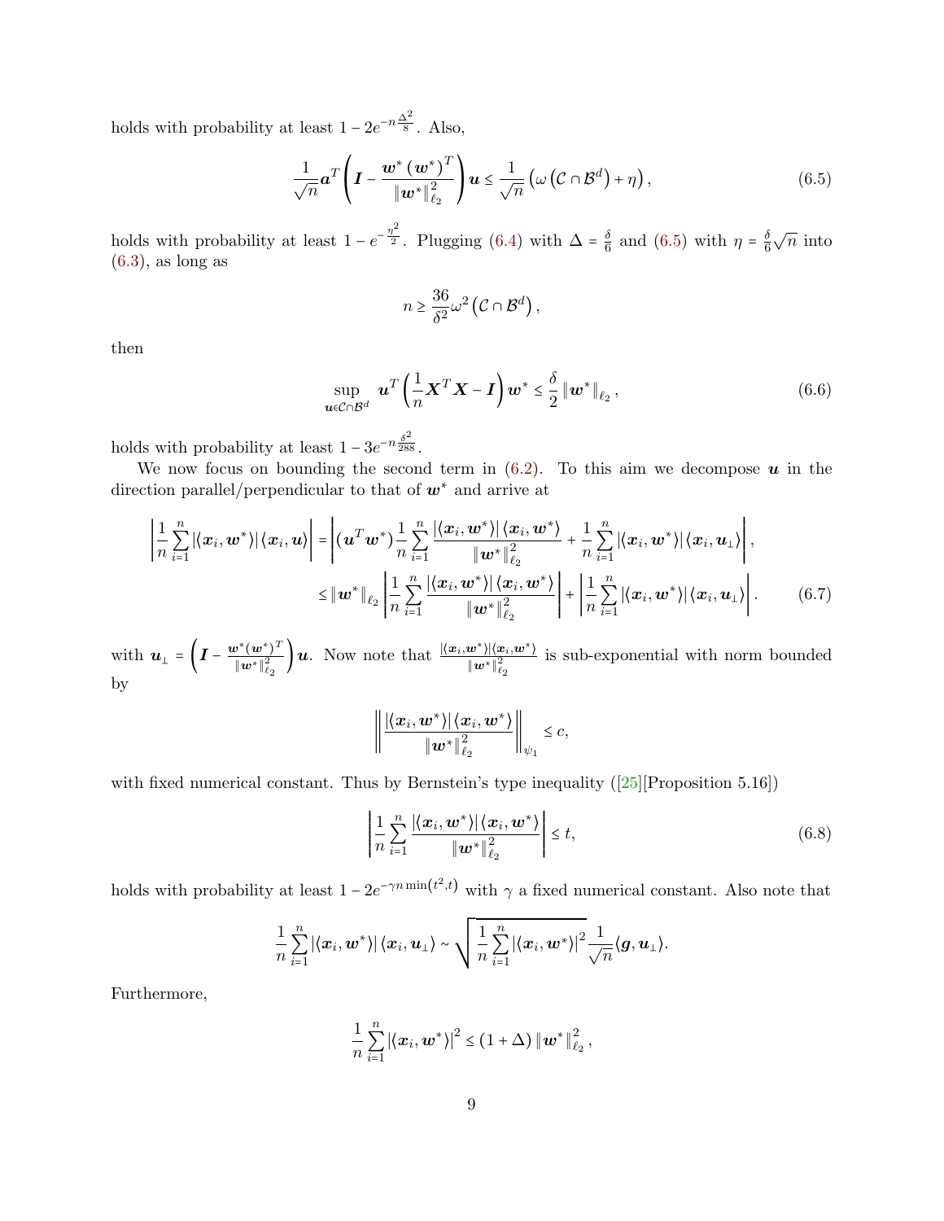holds with probability at least $1 - 2e^{-n\frac{\Delta^2}{8}}$. Also,

$$\frac{1}{\sqrt{n}}\boldsymbol{a}^T\left(\boldsymbol{I} - \frac{\boldsymbol{w}^*\left(\boldsymbol{w}^*\right)^T}{\|\boldsymbol{w}^*\|_{\ell_2}^2}\right)\boldsymbol{u} \le \frac{1}{\sqrt{n}}\left(\omega\left(\mathcal{C}\cap\mathcal{B}^d\right) + \eta\right), \tag{6.5}$$

holds with probability at least $1 - e^{-\frac{\eta^2}{2}}$. Plugging (6.4) with $\Delta = \frac{\delta}{6}$ and (6.5) with $\eta = \frac{\delta}{6}\sqrt{n}$ into (6.3), as long as

$$n \ge \frac{36}{\delta^2}\omega^2\left(\mathcal{C}\cap\mathcal{B}^d\right),$$

then

$$\sup_{\boldsymbol{u}\in\mathcal{C}\cap\mathcal{B}^d} \boldsymbol{u}^T\left(\frac{1}{n}\boldsymbol{X}^T\boldsymbol{X} - \boldsymbol{I}\right)\boldsymbol{w}^* \le \frac{\delta}{2}\|\boldsymbol{w}^*\|_{\ell_2}, \tag{6.6}$$

holds with probability at least $1 - 3e^{-n\frac{\delta^2}{288}}$.

We now focus on bounding the second term in (6.2). To this aim we decompose $\boldsymbol{u}$ in the direction parallel/perpendicular to that of $\boldsymbol{w}^*$ and arrive at

$$\begin{aligned}
\left|\frac{1}{n}\sum_{i=1}^n |\langle\boldsymbol{x}_i,\boldsymbol{w}^*\rangle|\langle\boldsymbol{x}_i,\boldsymbol{u}\rangle\right| &= \left|(\boldsymbol{u}^T\boldsymbol{w}^*)\frac{1}{n}\sum_{i=1}^n\frac{|\langle\boldsymbol{x}_i,\boldsymbol{w}^*\rangle|\langle\boldsymbol{x}_i,\boldsymbol{w}^*\rangle}{\|\boldsymbol{w}^*\|_{\ell_2}^2} + \frac{1}{n}\sum_{i=1}^n|\langle\boldsymbol{x}_i,\boldsymbol{w}^*\rangle|\langle\boldsymbol{x}_i,\boldsymbol{u}_\perp\rangle\right|, \\
&\le \|\boldsymbol{w}^*\|_{\ell_2}\left|\frac{1}{n}\sum_{i=1}^n\frac{|\langle\boldsymbol{x}_i,\boldsymbol{w}^*\rangle|\langle\boldsymbol{x}_i,\boldsymbol{w}^*\rangle}{\|\boldsymbol{w}^*\|_{\ell_2}^2}\right| + \left|\frac{1}{n}\sum_{i=1}^n|\langle\boldsymbol{x}_i,\boldsymbol{w}^*\rangle|\langle\boldsymbol{x}_i,\boldsymbol{u}_\perp\rangle\right|.
\end{aligned} \tag{6.7}$$

with $\boldsymbol{u}_\perp = \left(\boldsymbol{I} - \frac{\boldsymbol{w}^*(\boldsymbol{w}^*)^T}{\|\boldsymbol{w}^*\|_{\ell_2}^2}\right)\boldsymbol{u}$. Now note that $\frac{|\langle\boldsymbol{x}_i,\boldsymbol{w}^*\rangle|\langle\boldsymbol{x}_i,\boldsymbol{w}^*\rangle}{\|\boldsymbol{w}^*\|_{\ell_2}^2}$ is sub-exponential with norm bounded by

$$\left\|\frac{|\langle\boldsymbol{x}_i,\boldsymbol{w}^*\rangle|\langle\boldsymbol{x}_i,\boldsymbol{w}^*\rangle}{\|\boldsymbol{w}^*\|_{\ell_2}^2}\right\|_{\psi_1} \le c,$$

with fixed numerical constant. Thus by Bernstein's type inequality ([25][Proposition 5.16])

$$\left|\frac{1}{n}\sum_{i=1}^n\frac{|\langle\boldsymbol{x}_i,\boldsymbol{w}^*\rangle|\langle\boldsymbol{x}_i,\boldsymbol{w}^*\rangle}{\|\boldsymbol{w}^*\|_{\ell_2}^2}\right| \le t, \tag{6.8}$$

holds with probability at least $1 - 2e^{-\gamma n\min\left(t^2,t\right)}$ with $\gamma$ a fixed numerical constant. Also note that

$$\frac{1}{n}\sum_{i=1}^n|\langle\boldsymbol{x}_i,\boldsymbol{w}^*\rangle|\langle\boldsymbol{x}_i,\boldsymbol{u}_\perp\rangle \sim \sqrt{\frac{1}{n}\sum_{i=1}^n|\langle\boldsymbol{x}_i,\boldsymbol{w}^*\rangle|^2}\frac{1}{\sqrt{n}}\langle\boldsymbol{g},\boldsymbol{u}_\perp\rangle.$$

Furthermore,

$$\frac{1}{n}\sum_{i=1}^n|\langle\boldsymbol{x}_i,\boldsymbol{w}^*\rangle|^2 \le (1+\Delta)\|\boldsymbol{w}^*\|_{\ell_2}^2,$$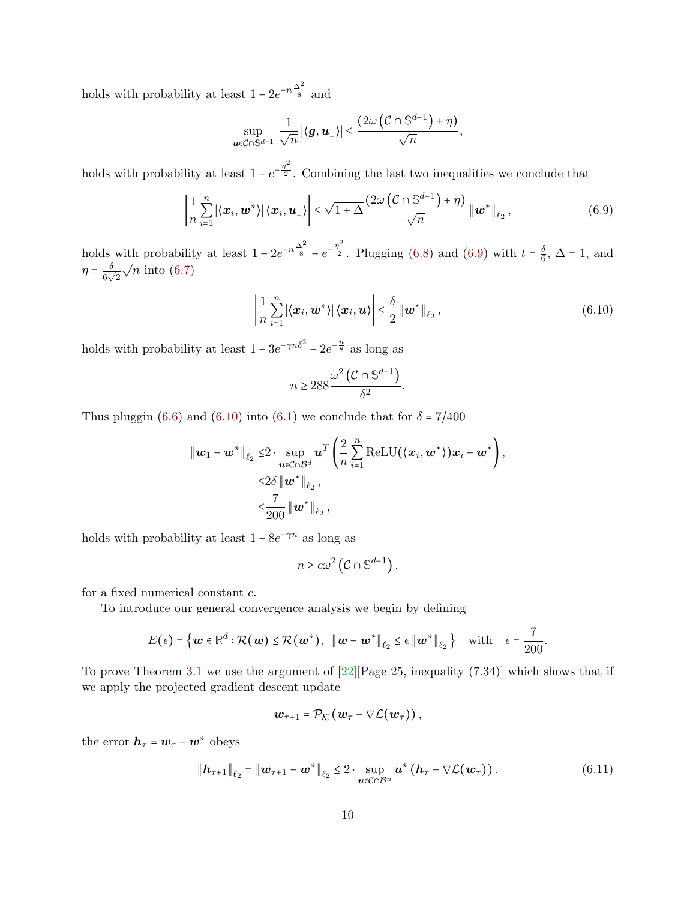holds with probability at least $1 - 2e^{-n\frac{\Delta^2}{8}}$ and

$$\sup_{\boldsymbol{u}\in\mathcal{C}\cap\mathbb{S}^{d-1}} \frac{1}{\sqrt{n}} |\langle \boldsymbol{g}, \boldsymbol{u}_\perp \rangle| \le \frac{\left(2\omega\left(\mathcal{C}\cap\mathbb{S}^{d-1}\right)+\eta\right)}{\sqrt{n}},$$

holds with probability at least $1 - e^{-\frac{\eta^2}{2}}$. Combining the last two inequalities we conclude that

$$\left|\frac{1}{n}\sum_{i=1}^{n} |\langle \boldsymbol{x}_i, \boldsymbol{w}^* \rangle| \langle \boldsymbol{x}_i, \boldsymbol{u}_\perp \rangle \right| \le \sqrt{1+\Delta}\frac{\left(2\omega\left(\mathcal{C}\cap\mathbb{S}^{d-1}\right)+\eta\right)}{\sqrt{n}} \|\boldsymbol{w}^*\|_{\ell_2}, \tag{6.9}$$

holds with probability at least $1 - 2e^{-n\frac{\Delta^2}{8}} - e^{-\frac{\eta^2}{2}}$. Plugging (6.8) and (6.9) with $t = \frac{\delta}{6}$, $\Delta = 1$, and $\eta = \frac{\delta}{6\sqrt{2}}\sqrt{n}$ into (6.7)

$$\left|\frac{1}{n}\sum_{i=1}^{n} |\langle \boldsymbol{x}_i, \boldsymbol{w}^* \rangle| \langle \boldsymbol{x}_i, \boldsymbol{u} \rangle \right| \le \frac{\delta}{2} \|\boldsymbol{w}^*\|_{\ell_2}, \tag{6.10}$$

holds with probability at least $1 - 3e^{-\gamma n\delta^2} - 2e^{-\frac{n}{8}}$ as long as

$$n \ge 288\frac{\omega^2\left(\mathcal{C}\cap\mathbb{S}^{d-1}\right)}{\delta^2}.$$

Thus pluggin (6.6) and (6.10) into (6.1) we conclude that for $\delta = 7/400$

$$\begin{aligned}
\|\boldsymbol{w}_1 - \boldsymbol{w}^*\|_{\ell_2} \le & 2 \cdot \sup_{\boldsymbol{u}\in\mathcal{C}\cap\mathcal{B}^d} \boldsymbol{u}^T\left(\frac{2}{n}\sum_{i=1}^{n} \text{ReLU}(\langle \boldsymbol{x}_i, \boldsymbol{w}^* \rangle)\boldsymbol{x}_i - \boldsymbol{w}^*\right), \\
\le & 2\delta \|\boldsymbol{w}^*\|_{\ell_2}, \\
\le & \frac{7}{200} \|\boldsymbol{w}^*\|_{\ell_2},
\end{aligned}$$

holds with probability at least $1 - 8e^{-\gamma n}$ as long as

$$n \ge c\omega^2\left(\mathcal{C}\cap\mathbb{S}^{d-1}\right),$$

for a fixed numerical constant $c$.

To introduce our general convergence analysis we begin by defining

$$E(\epsilon) = \left\{\boldsymbol{w}\in\mathbb{R}^d : \mathcal{R}(\boldsymbol{w}) \le \mathcal{R}(\boldsymbol{w}^*),\ \ \|\boldsymbol{w}-\boldsymbol{w}^*\|_{\ell_2} \le \epsilon\|\boldsymbol{w}^*\|_{\ell_2}\right\} \quad \text{with} \quad \epsilon = \frac{7}{200}.$$

To prove Theorem 3.1 we use the argument of [22][Page 25, inequality (7.34)] which shows that if we apply the projected gradient descent update

$$\boldsymbol{w}_{\tau+1} = \mathcal{P}_{\mathcal{K}}\left(\boldsymbol{w}_\tau - \nabla\mathcal{L}(\boldsymbol{w}_\tau)\right),$$

the error $\boldsymbol{h}_\tau = \boldsymbol{w}_\tau - \boldsymbol{w}^*$ obeys

$$\|\boldsymbol{h}_{\tau+1}\|_{\ell_2} = \|\boldsymbol{w}_{\tau+1} - \boldsymbol{w}^*\|_{\ell_2} \le 2 \cdot \sup_{\boldsymbol{u}\in\mathcal{C}\cap\mathcal{B}^n} \boldsymbol{u}^*\left(\boldsymbol{h}_\tau - \nabla\mathcal{L}(\boldsymbol{w}_\tau)\right). \tag{6.11}$$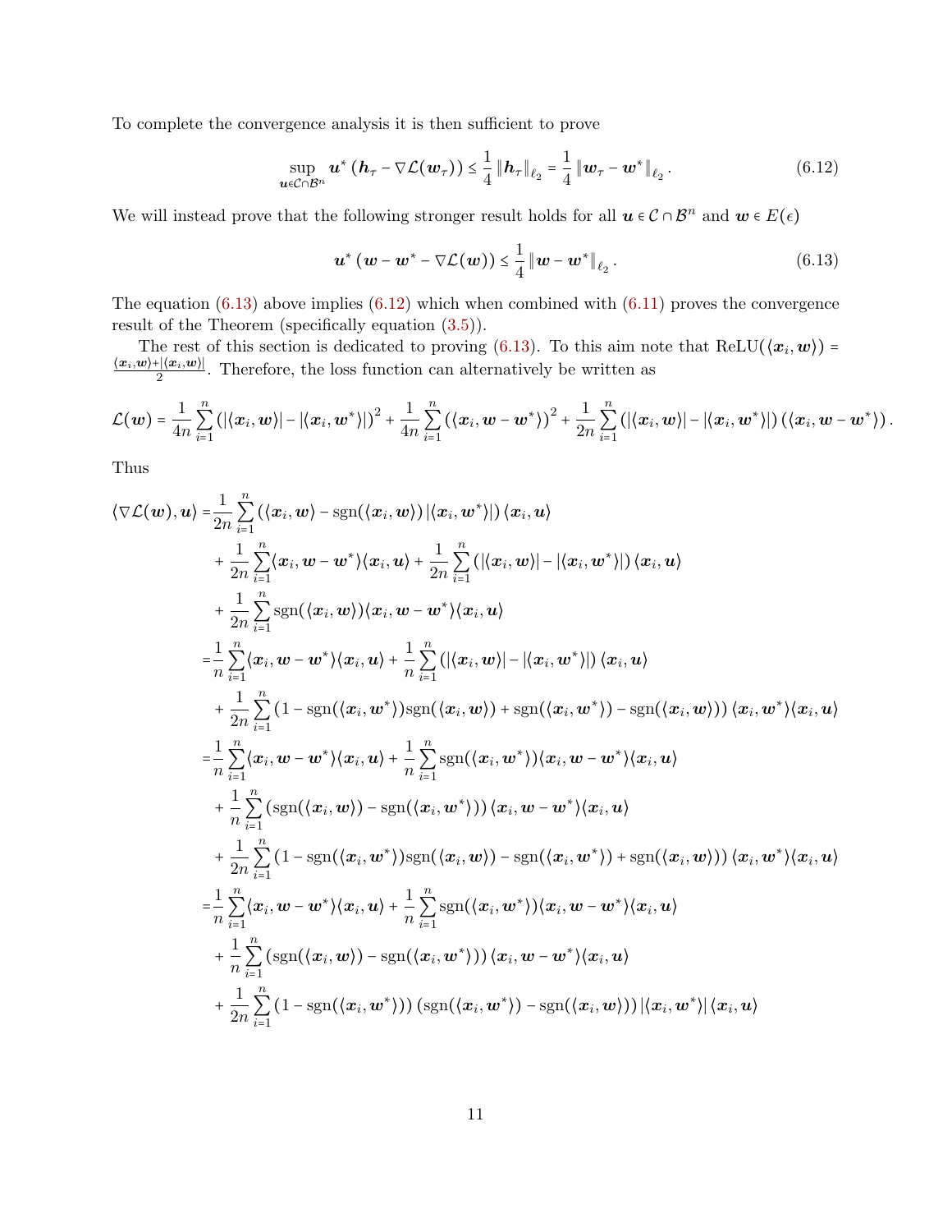To complete the convergence analysis it is then sufficient to prove

$$\sup_{\boldsymbol{u}\in\mathcal{C}\cap\mathcal{B}^n} \boldsymbol{u}^* \left(\boldsymbol{h}_\tau - \nabla\mathcal{L}(\boldsymbol{w}_\tau)\right) \le \frac{1}{4}\left\|\boldsymbol{h}_\tau\right\|_{\ell_2} = \frac{1}{4}\left\|\boldsymbol{w}_\tau - \boldsymbol{w}^*\right\|_{\ell_2}. \tag{6.12}$$

We will instead prove that the following stronger result holds for all $\boldsymbol{u}\in\mathcal{C}\cap\mathcal{B}^n$ and $\boldsymbol{w}\in E(\epsilon)$

$$\boldsymbol{u}^*\left(\boldsymbol{w}-\boldsymbol{w}^*-\nabla\mathcal{L}(\boldsymbol{w})\right) \le \frac{1}{4}\left\|\boldsymbol{w}-\boldsymbol{w}^*\right\|_{\ell_2}. \tag{6.13}$$

The equation (6.13) above implies (6.12) which when combined with (6.11) proves the convergence result of the Theorem (specifically equation (3.5)).

The rest of this section is dedicated to proving (6.13). To this aim note that $\text{ReLU}(\langle \boldsymbol{x}_i, \boldsymbol{w}\rangle) = \frac{\langle \boldsymbol{x}_i,\boldsymbol{w}\rangle + |\langle \boldsymbol{x}_i,\boldsymbol{w}\rangle|}{2}$. Therefore, the loss function can alternatively be written as

$$\mathcal{L}(\boldsymbol{w}) = \frac{1}{4n}\sum_{i=1}^n \left(|\langle \boldsymbol{x}_i,\boldsymbol{w}\rangle| - |\langle \boldsymbol{x}_i,\boldsymbol{w}^*\rangle|\right)^2 + \frac{1}{4n}\sum_{i=1}^n\left(\langle \boldsymbol{x}_i, \boldsymbol{w}-\boldsymbol{w}^*\rangle\right)^2 + \frac{1}{2n}\sum_{i=1}^n \left(|\langle \boldsymbol{x}_i,\boldsymbol{w}\rangle| - |\langle \boldsymbol{x}_i,\boldsymbol{w}^*\rangle|\right)\left(\langle \boldsymbol{x}_i,\boldsymbol{w}-\boldsymbol{w}^*\rangle\right).$$

Thus

$$\begin{aligned}
\langle \nabla\mathcal{L}(\boldsymbol{w}),\boldsymbol{u}\rangle =& \frac{1}{2n}\sum_{i=1}^n\left(\langle \boldsymbol{x}_i,\boldsymbol{w}\rangle - \text{sgn}(\langle \boldsymbol{x}_i,\boldsymbol{w}\rangle)\,|\langle \boldsymbol{x}_i,\boldsymbol{w}^*\rangle|\right)\langle \boldsymbol{x}_i,\boldsymbol{u}\rangle \\
&+ \frac{1}{2n}\sum_{i=1}^n \langle \boldsymbol{x}_i,\boldsymbol{w}-\boldsymbol{w}^*\rangle\langle \boldsymbol{x}_i,\boldsymbol{u}\rangle + \frac{1}{2n}\sum_{i=1}^n\left(|\langle \boldsymbol{x}_i,\boldsymbol{w}\rangle| - |\langle \boldsymbol{x}_i,\boldsymbol{w}^*\rangle|\right)\langle \boldsymbol{x}_i,\boldsymbol{u}\rangle \\
&+ \frac{1}{2n}\sum_{i=1}^n \text{sgn}(\langle \boldsymbol{x}_i,\boldsymbol{w}\rangle)\langle \boldsymbol{x}_i,\boldsymbol{w}-\boldsymbol{w}^*\rangle\langle \boldsymbol{x}_i,\boldsymbol{u}\rangle \\
=& \frac{1}{n}\sum_{i=1}^n \langle \boldsymbol{x}_i,\boldsymbol{w}-\boldsymbol{w}^*\rangle\langle \boldsymbol{x}_i,\boldsymbol{u}\rangle + \frac{1}{n}\sum_{i=1}^n\left(|\langle \boldsymbol{x}_i,\boldsymbol{w}\rangle| - |\langle \boldsymbol{x}_i,\boldsymbol{w}^*\rangle|\right)\langle \boldsymbol{x}_i,\boldsymbol{u}\rangle \\
&+ \frac{1}{2n}\sum_{i=1}^n\left(1-\text{sgn}(\langle \boldsymbol{x}_i,\boldsymbol{w}^*\rangle)\text{sgn}(\langle \boldsymbol{x}_i,\boldsymbol{w}\rangle) + \text{sgn}(\langle \boldsymbol{x}_i,\boldsymbol{w}^*\rangle) - \text{sgn}(\langle \boldsymbol{x}_i,\boldsymbol{w}\rangle)\right)\langle \boldsymbol{x}_i,\boldsymbol{w}^*\rangle\langle \boldsymbol{x}_i,\boldsymbol{u}\rangle \\
=& \frac{1}{n}\sum_{i=1}^n \langle \boldsymbol{x}_i,\boldsymbol{w}-\boldsymbol{w}^*\rangle\langle \boldsymbol{x}_i,\boldsymbol{u}\rangle + \frac{1}{n}\sum_{i=1}^n \text{sgn}(\langle \boldsymbol{x}_i,\boldsymbol{w}^*\rangle)\langle \boldsymbol{x}_i,\boldsymbol{w}-\boldsymbol{w}^*\rangle\langle \boldsymbol{x}_i,\boldsymbol{u}\rangle \\
&+ \frac{1}{n}\sum_{i=1}^n\left(\text{sgn}(\langle \boldsymbol{x}_i,\boldsymbol{w}\rangle) - \text{sgn}(\langle \boldsymbol{x}_i,\boldsymbol{w}^*\rangle)\right)\langle \boldsymbol{x}_i,\boldsymbol{w}-\boldsymbol{w}^*\rangle\langle \boldsymbol{x}_i,\boldsymbol{u}\rangle \\
&+ \frac{1}{2n}\sum_{i=1}^n\left(1-\text{sgn}(\langle \boldsymbol{x}_i,\boldsymbol{w}^*\rangle)\text{sgn}(\langle \boldsymbol{x}_i,\boldsymbol{w}\rangle) - \text{sgn}(\langle \boldsymbol{x}_i,\boldsymbol{w}^*\rangle) + \text{sgn}(\langle \boldsymbol{x}_i,\boldsymbol{w}\rangle)\right)\langle \boldsymbol{x}_i,\boldsymbol{w}^*\rangle\langle \boldsymbol{x}_i,\boldsymbol{u}\rangle \\
=& \frac{1}{n}\sum_{i=1}^n \langle \boldsymbol{x}_i,\boldsymbol{w}-\boldsymbol{w}^*\rangle\langle \boldsymbol{x}_i,\boldsymbol{u}\rangle + \frac{1}{n}\sum_{i=1}^n \text{sgn}(\langle \boldsymbol{x}_i,\boldsymbol{w}^*\rangle)\langle \boldsymbol{x}_i,\boldsymbol{w}-\boldsymbol{w}^*\rangle\langle \boldsymbol{x}_i,\boldsymbol{u}\rangle \\
&+ \frac{1}{n}\sum_{i=1}^n\left(\text{sgn}(\langle \boldsymbol{x}_i,\boldsymbol{w}\rangle) - \text{sgn}(\langle \boldsymbol{x}_i,\boldsymbol{w}^*\rangle)\right)\langle \boldsymbol{x}_i,\boldsymbol{w}-\boldsymbol{w}^*\rangle\langle \boldsymbol{x}_i,\boldsymbol{u}\rangle \\
&+ \frac{1}{2n}\sum_{i=1}^n\left(1-\text{sgn}(\langle \boldsymbol{x}_i,\boldsymbol{w}^*\rangle)\right)\left(\text{sgn}(\langle \boldsymbol{x}_i,\boldsymbol{w}^*\rangle) - \text{sgn}(\langle \boldsymbol{x}_i,\boldsymbol{w}\rangle)\right)|\langle \boldsymbol{x}_i,\boldsymbol{w}^*\rangle|\,\langle \boldsymbol{x}_i,\boldsymbol{u}\rangle
\end{aligned}$$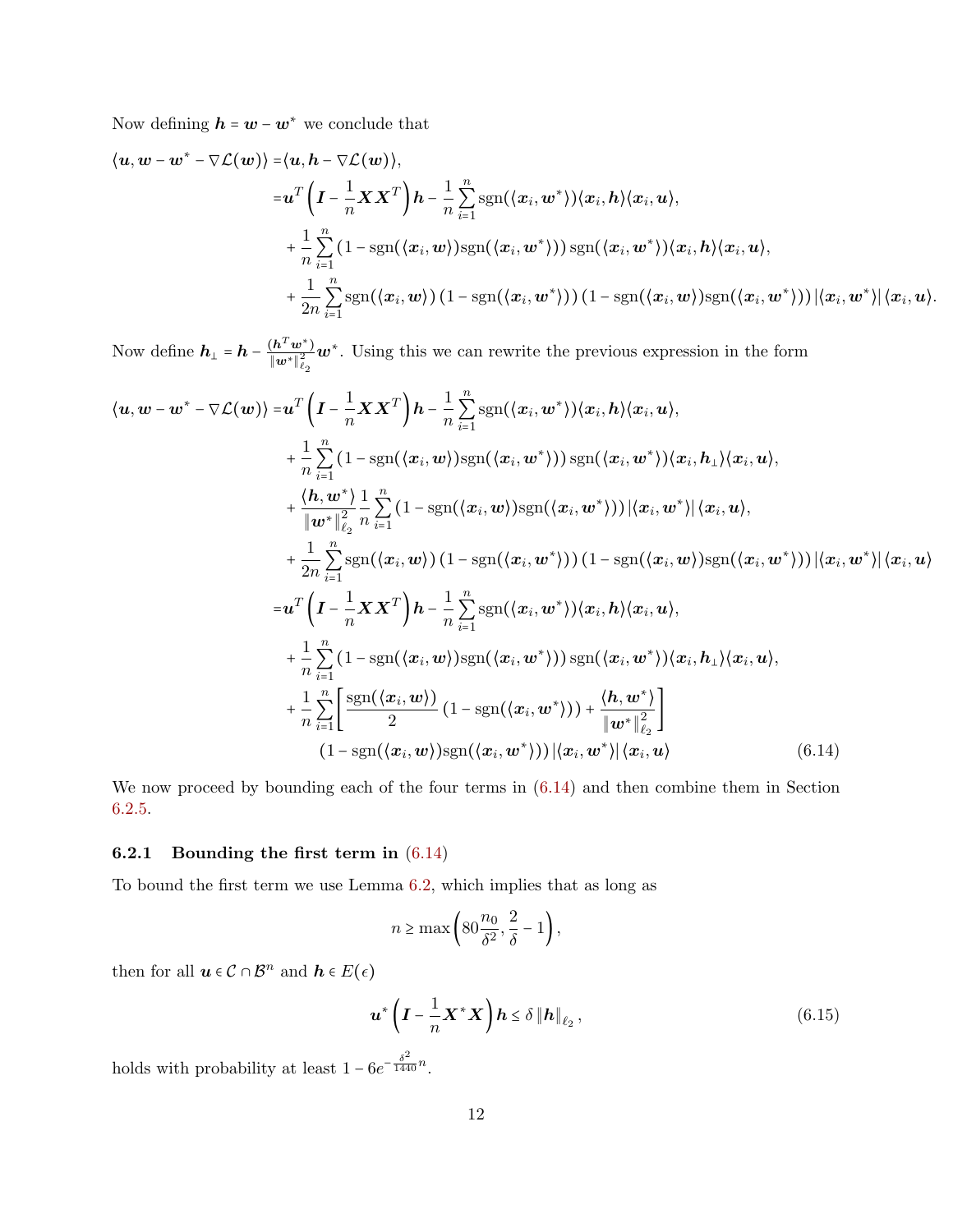Now defining $\boldsymbol{h} = \boldsymbol{w} - \boldsymbol{w}^*$ we conclude that

$$
\begin{aligned}
\langle \boldsymbol{u}, \boldsymbol{w} - \boldsymbol{w}^* - \nabla \mathcal{L}(\boldsymbol{w}) \rangle =& \langle \boldsymbol{u}, \boldsymbol{h} - \nabla \mathcal{L}(\boldsymbol{w}) \rangle, \\
=& \boldsymbol{u}^T \left( \boldsymbol{I} - \frac{1}{n} \boldsymbol{X} \boldsymbol{X}^T \right) \boldsymbol{h} - \frac{1}{n} \sum_{i=1}^n \text{sgn}(\langle \boldsymbol{x}_i, \boldsymbol{w}^* \rangle) \langle \boldsymbol{x}_i, \boldsymbol{h} \rangle \langle \boldsymbol{x}_i, \boldsymbol{u} \rangle, \\
&+ \frac{1}{n} \sum_{i=1}^n \left(1 - \text{sgn}(\langle \boldsymbol{x}_i, \boldsymbol{w} \rangle) \text{sgn}(\langle \boldsymbol{x}_i, \boldsymbol{w}^* \rangle)\right) \text{sgn}(\langle \boldsymbol{x}_i, \boldsymbol{w}^* \rangle) \langle \boldsymbol{x}_i, \boldsymbol{h} \rangle \langle \boldsymbol{x}_i, \boldsymbol{u} \rangle, \\
&+ \frac{1}{2n} \sum_{i=1}^n \text{sgn}(\langle \boldsymbol{x}_i, \boldsymbol{w} \rangle) \left(1 - \text{sgn}(\langle \boldsymbol{x}_i, \boldsymbol{w}^* \rangle)\right) \left(1 - \text{sgn}(\langle \boldsymbol{x}_i, \boldsymbol{w} \rangle) \text{sgn}(\langle \boldsymbol{x}_i, \boldsymbol{w}^* \rangle)\right) \left| \langle \boldsymbol{x}_i, \boldsymbol{w}^* \rangle \right| \langle \boldsymbol{x}_i, \boldsymbol{u} \rangle.
\end{aligned}
$$

Now define $\boldsymbol{h}_\perp = \boldsymbol{h} - \frac{(\boldsymbol{h}^T \boldsymbol{w}^*)}{\|\boldsymbol{w}^*\|_{\ell_2}^2} \boldsymbol{w}^*$. Using this we can rewrite the previous expression in the form

$$
\begin{aligned}
\langle \boldsymbol{u}, \boldsymbol{w} - \boldsymbol{w}^* - \nabla \mathcal{L}(\boldsymbol{w}) \rangle =& \boldsymbol{u}^T \left( \boldsymbol{I} - \frac{1}{n} \boldsymbol{X} \boldsymbol{X}^T \right) \boldsymbol{h} - \frac{1}{n} \sum_{i=1}^n \text{sgn}(\langle \boldsymbol{x}_i, \boldsymbol{w}^* \rangle) \langle \boldsymbol{x}_i, \boldsymbol{h} \rangle \langle \boldsymbol{x}_i, \boldsymbol{u} \rangle, \\
&+ \frac{1}{n} \sum_{i=1}^n \left(1 - \text{sgn}(\langle \boldsymbol{x}_i, \boldsymbol{w} \rangle) \text{sgn}(\langle \boldsymbol{x}_i, \boldsymbol{w}^* \rangle)\right) \text{sgn}(\langle \boldsymbol{x}_i, \boldsymbol{w}^* \rangle) \langle \boldsymbol{x}_i, \boldsymbol{h}_\perp \rangle \langle \boldsymbol{x}_i, \boldsymbol{u} \rangle, \\
&+ \frac{\langle \boldsymbol{h}, \boldsymbol{w}^* \rangle}{\|\boldsymbol{w}^*\|_{\ell_2}^2} \frac{1}{n} \sum_{i=1}^n \left(1 - \text{sgn}(\langle \boldsymbol{x}_i, \boldsymbol{w} \rangle) \text{sgn}(\langle \boldsymbol{x}_i, \boldsymbol{w}^* \rangle)\right) \left| \langle \boldsymbol{x}_i, \boldsymbol{w}^* \rangle \right| \langle \boldsymbol{x}_i, \boldsymbol{u} \rangle, \\
&+ \frac{1}{2n} \sum_{i=1}^n \text{sgn}(\langle \boldsymbol{x}_i, \boldsymbol{w} \rangle) \left(1 - \text{sgn}(\langle \boldsymbol{x}_i, \boldsymbol{w}^* \rangle)\right) \left(1 - \text{sgn}(\langle \boldsymbol{x}_i, \boldsymbol{w} \rangle) \text{sgn}(\langle \boldsymbol{x}_i, \boldsymbol{w}^* \rangle)\right) \left| \langle \boldsymbol{x}_i, \boldsymbol{w}^* \rangle \right| \langle \boldsymbol{x}_i, \boldsymbol{u} \rangle \\
=& \boldsymbol{u}^T \left( \boldsymbol{I} - \frac{1}{n} \boldsymbol{X} \boldsymbol{X}^T \right) \boldsymbol{h} - \frac{1}{n} \sum_{i=1}^n \text{sgn}(\langle \boldsymbol{x}_i, \boldsymbol{w}^* \rangle) \langle \boldsymbol{x}_i, \boldsymbol{h} \rangle \langle \boldsymbol{x}_i, \boldsymbol{u} \rangle, \\
&+ \frac{1}{n} \sum_{i=1}^n \left(1 - \text{sgn}(\langle \boldsymbol{x}_i, \boldsymbol{w} \rangle) \text{sgn}(\langle \boldsymbol{x}_i, \boldsymbol{w}^* \rangle)\right) \text{sgn}(\langle \boldsymbol{x}_i, \boldsymbol{w}^* \rangle) \langle \boldsymbol{x}_i, \boldsymbol{h}_\perp \rangle \langle \boldsymbol{x}_i, \boldsymbol{u} \rangle, \\
&+ \frac{1}{n} \sum_{i=1}^n \left[ \frac{\text{sgn}(\langle \boldsymbol{x}_i, \boldsymbol{w} \rangle)}{2} \left(1 - \text{sgn}(\langle \boldsymbol{x}_i, \boldsymbol{w}^* \rangle)\right) + \frac{\langle \boldsymbol{h}, \boldsymbol{w}^* \rangle}{\|\boldsymbol{w}^*\|_{\ell_2}^2} \right] \\
&\quad \left(1 - \text{sgn}(\langle \boldsymbol{x}_i, \boldsymbol{w} \rangle) \text{sgn}(\langle \boldsymbol{x}_i, \boldsymbol{w}^* \rangle)\right) \left| \langle \boldsymbol{x}_i, \boldsymbol{w}^* \rangle \right| \langle \boldsymbol{x}_i, \boldsymbol{u} \rangle
\end{aligned} \tag{6.14}
$$

We now proceed by bounding each of the four terms in (6.14) and then combine them in Section 6.2.5.

### 6.2.1 Bounding the first term in (6.14)

To bound the first term we use Lemma 6.2, which implies that as long as

$$
n \geq \max\left( 80 \frac{n_0}{\delta^2}, \frac{2}{\delta} - 1 \right),
$$

then for all $\boldsymbol{u} \in \mathcal{C} \cap \mathcal{B}^n$ and $\boldsymbol{h} \in E(\epsilon)$

$$
\boldsymbol{u}^* \left( \boldsymbol{I} - \frac{1}{n} \boldsymbol{X}^* \boldsymbol{X} \right) \boldsymbol{h} \leq \delta \|\boldsymbol{h}\|_{\ell_2}, \tag{6.15}
$$

holds with probability at least $1 - 6e^{-\frac{\delta^2}{1440} n}$.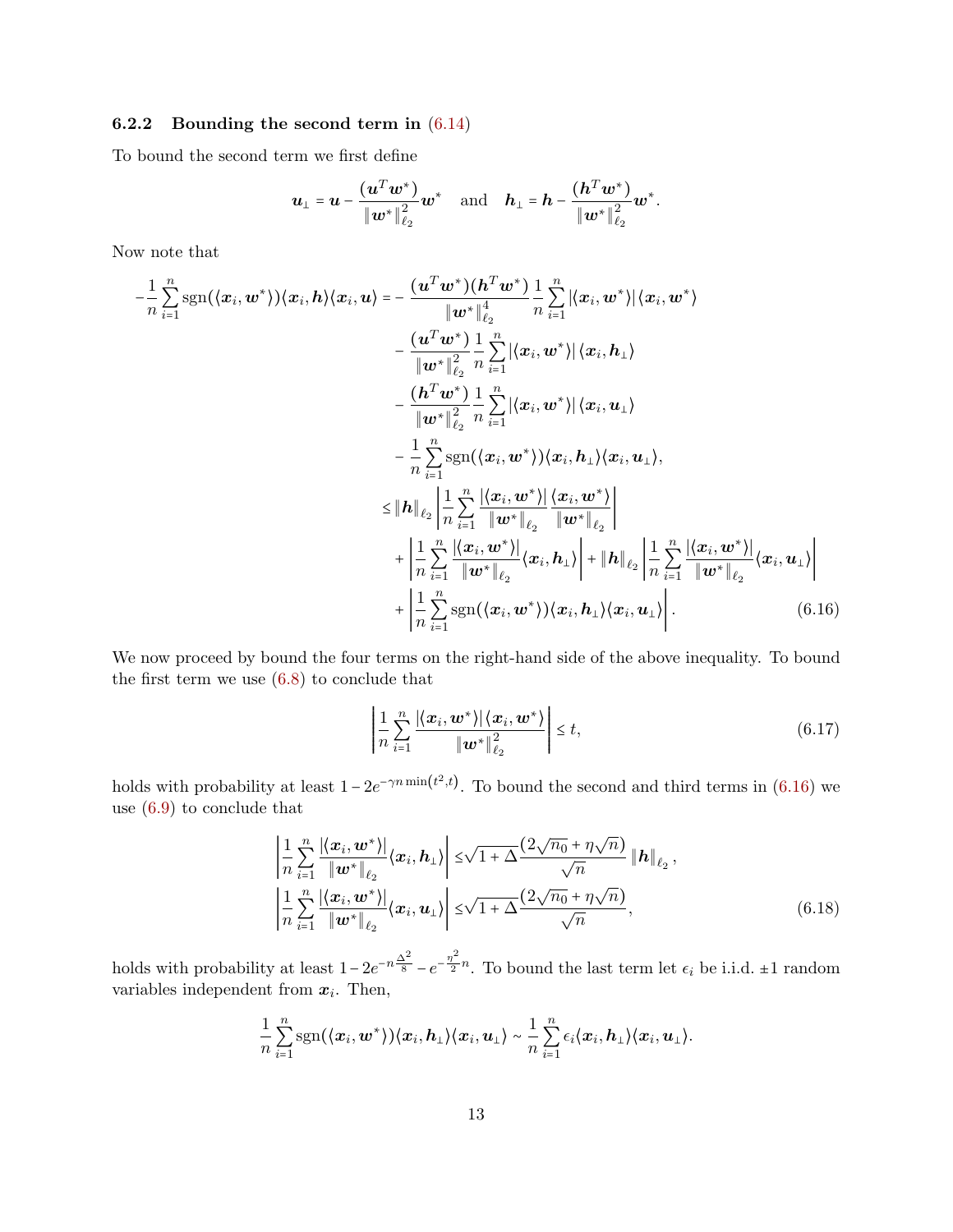### 6.2.2 Bounding the second term in (6.14)

To bound the second term we first define

$$\boldsymbol{u}_\perp = \boldsymbol{u} - \frac{(\boldsymbol{u}^T\boldsymbol{w}^*)}{\|\boldsymbol{w}^*\|_{\ell_2}^2}\boldsymbol{w}^* \quad \text{and} \quad \boldsymbol{h}_\perp = \boldsymbol{h} - \frac{(\boldsymbol{h}^T\boldsymbol{w}^*)}{\|\boldsymbol{w}^*\|_{\ell_2}^2}\boldsymbol{w}^*.$$

Now note that

$$\begin{aligned}
-\frac{1}{n}\sum_{i=1}^n \text{sgn}(\langle \boldsymbol{x}_i, \boldsymbol{w}^*\rangle)\langle \boldsymbol{x}_i, \boldsymbol{h}\rangle\langle \boldsymbol{x}_i, \boldsymbol{u}\rangle =& -\frac{(\boldsymbol{u}^T\boldsymbol{w}^*)(\boldsymbol{h}^T\boldsymbol{w}^*)}{\|\boldsymbol{w}^*\|_{\ell_2}^4}\frac{1}{n}\sum_{i=1}^n |\langle \boldsymbol{x}_i, \boldsymbol{w}^*\rangle|\langle \boldsymbol{x}_i, \boldsymbol{w}^*\rangle \\
&- \frac{(\boldsymbol{u}^T\boldsymbol{w}^*)}{\|\boldsymbol{w}^*\|_{\ell_2}^2}\frac{1}{n}\sum_{i=1}^n |\langle \boldsymbol{x}_i, \boldsymbol{w}^*\rangle|\langle \boldsymbol{x}_i, \boldsymbol{h}_\perp\rangle \\
&- \frac{(\boldsymbol{h}^T\boldsymbol{w}^*)}{\|\boldsymbol{w}^*\|_{\ell_2}^2}\frac{1}{n}\sum_{i=1}^n |\langle \boldsymbol{x}_i, \boldsymbol{w}^*\rangle|\langle \boldsymbol{x}_i, \boldsymbol{u}_\perp\rangle \\
&- \frac{1}{n}\sum_{i=1}^n \text{sgn}(\langle \boldsymbol{x}_i, \boldsymbol{w}^*\rangle)\langle \boldsymbol{x}_i, \boldsymbol{h}_\perp\rangle\langle \boldsymbol{x}_i, \boldsymbol{u}_\perp\rangle, \\
\le& \|\boldsymbol{h}\|_{\ell_2}\left|\frac{1}{n}\sum_{i=1}^n \frac{|\langle \boldsymbol{x}_i, \boldsymbol{w}^*\rangle|}{\|\boldsymbol{w}^*\|_{\ell_2}}\frac{\langle \boldsymbol{x}_i, \boldsymbol{w}^*\rangle}{\|\boldsymbol{w}^*\|_{\ell_2}}\right| \\
&+ \left|\frac{1}{n}\sum_{i=1}^n \frac{|\langle \boldsymbol{x}_i, \boldsymbol{w}^*\rangle|}{\|\boldsymbol{w}^*\|_{\ell_2}}\langle \boldsymbol{x}_i, \boldsymbol{h}_\perp\rangle\right| + \|\boldsymbol{h}\|_{\ell_2}\left|\frac{1}{n}\sum_{i=1}^n \frac{|\langle \boldsymbol{x}_i, \boldsymbol{w}^*\rangle|}{\|\boldsymbol{w}^*\|_{\ell_2}}\langle \boldsymbol{x}_i, \boldsymbol{u}_\perp\rangle\right| \\
&+ \left|\frac{1}{n}\sum_{i=1}^n \text{sgn}(\langle \boldsymbol{x}_i, \boldsymbol{w}^*\rangle)\langle \boldsymbol{x}_i, \boldsymbol{h}_\perp\rangle\langle \boldsymbol{x}_i, \boldsymbol{u}_\perp\rangle\right|.
\end{aligned} \tag{6.16}$$

We now proceed by bound the four terms on the right-hand side of the above inequality. To bound the first term we use (6.8) to conclude that

$$\left|\frac{1}{n}\sum_{i=1}^n \frac{|\langle \boldsymbol{x}_i, \boldsymbol{w}^*\rangle|\langle \boldsymbol{x}_i, \boldsymbol{w}^*\rangle}{\|\boldsymbol{w}^*\|_{\ell_2}^2}\right| \le t, \tag{6.17}$$

holds with probability at least $1 - 2e^{-\gamma n \min(t^2, t)}$. To bound the second and third terms in (6.16) we use (6.9) to conclude that

$$\begin{aligned}
\left|\frac{1}{n}\sum_{i=1}^n \frac{|\langle \boldsymbol{x}_i, \boldsymbol{w}^*\rangle|}{\|\boldsymbol{w}^*\|_{\ell_2}}\langle \boldsymbol{x}_i, \boldsymbol{h}_\perp\rangle\right| \le& \sqrt{1+\Delta}\frac{(2\sqrt{n_0} + \eta\sqrt{n})}{\sqrt{n}}\|\boldsymbol{h}\|_{\ell_2}, \\
\left|\frac{1}{n}\sum_{i=1}^n \frac{|\langle \boldsymbol{x}_i, \boldsymbol{w}^*\rangle|}{\|\boldsymbol{w}^*\|_{\ell_2}}\langle \boldsymbol{x}_i, \boldsymbol{u}_\perp\rangle\right| \le& \sqrt{1+\Delta}\frac{(2\sqrt{n_0} + \eta\sqrt{n})}{\sqrt{n}},
\end{aligned} \tag{6.18}$$

holds with probability at least $1 - 2e^{-n\frac{\Delta^2}{8}} - e^{-\frac{\eta^2}{2}n}$. To bound the last term let $\epsilon_i$ be i.i.d. $\pm 1$ random variables independent from $\boldsymbol{x}_i$. Then,

$$\frac{1}{n}\sum_{i=1}^n \text{sgn}(\langle \boldsymbol{x}_i, \boldsymbol{w}^*\rangle)\langle \boldsymbol{x}_i, \boldsymbol{h}_\perp\rangle\langle \boldsymbol{x}_i, \boldsymbol{u}_\perp\rangle \sim \frac{1}{n}\sum_{i=1}^n \epsilon_i\langle \boldsymbol{x}_i, \boldsymbol{h}_\perp\rangle\langle \boldsymbol{x}_i, \boldsymbol{u}_\perp\rangle.$$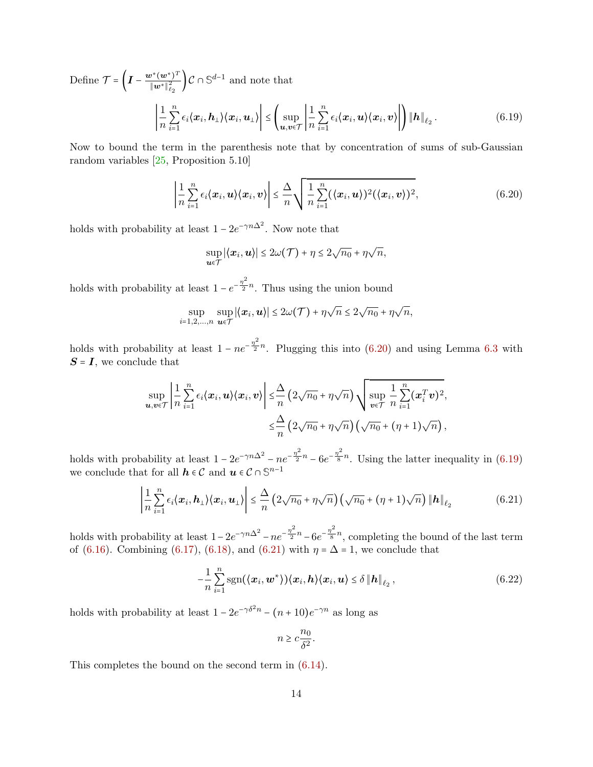Define $\mathcal{T} = \left(\boldsymbol{I} - \frac{\boldsymbol{w}^*(\boldsymbol{w}^*)^T}{\|\boldsymbol{w}^*\|_{\ell_2}^2}\right)\mathcal{C} \cap \mathbb{S}^{d-1}$ and note that

$$\left|\frac{1}{n}\sum_{i=1}^n \epsilon_i \langle \boldsymbol{x}_i, \boldsymbol{h}_\perp\rangle\langle \boldsymbol{x}_i, \boldsymbol{u}_\perp\rangle\right| \le \left(\sup_{\boldsymbol{u},\boldsymbol{v}\in\mathcal{T}}\left|\frac{1}{n}\sum_{i=1}^n \epsilon_i\langle \boldsymbol{x}_i, \boldsymbol{u}\rangle\langle \boldsymbol{x}_i, \boldsymbol{v}\rangle\right|\right)\|\boldsymbol{h}\|_{\ell_2}. \tag{6.19}$$

Now to bound the term in the parenthesis note that by concentration of sums of sub-Gaussian random variables [25, Proposition 5.10]

$$\left|\frac{1}{n}\sum_{i=1}^n \epsilon_i\langle \boldsymbol{x}_i, \boldsymbol{u}\rangle\langle \boldsymbol{x}_i, \boldsymbol{v}\rangle\right| \le \frac{\Delta}{n}\sqrt{\frac{1}{n}\sum_{i=1}^n (\langle \boldsymbol{x}_i, \boldsymbol{u}\rangle)^2(\langle \boldsymbol{x}_i, \boldsymbol{v}\rangle)^2}, \tag{6.20}$$

holds with probability at least $1 - 2e^{-\gamma n\Delta^2}$. Now note that

$$\sup_{\boldsymbol{u}\in\mathcal{T}} |\langle \boldsymbol{x}_i, \boldsymbol{u}\rangle| \le 2\omega(\mathcal{T}) + \eta \le 2\sqrt{n_0} + \eta\sqrt{n},$$

holds with probability at least $1 - e^{-\frac{\eta^2}{2}n}$. Thus using the union bound

$$\sup_{i=1,2,\ldots,n}\ \sup_{\boldsymbol{u}\in\mathcal{T}} |\langle \boldsymbol{x}_i, \boldsymbol{u}\rangle| \le 2\omega(\mathcal{T}) + \eta\sqrt{n} \le 2\sqrt{n_0} + \eta\sqrt{n},$$

holds with probability at least $1 - ne^{-\frac{\eta^2}{2}n}$. Plugging this into (6.20) and using Lemma 6.3 with $\boldsymbol{S} = \boldsymbol{I}$, we conclude that

$$\begin{aligned}
\sup_{\boldsymbol{u},\boldsymbol{v}\in\mathcal{T}}\left|\frac{1}{n}\sum_{i=1}^n \epsilon_i\langle \boldsymbol{x}_i, \boldsymbol{u}\rangle\langle \boldsymbol{x}_i, \boldsymbol{v}\rangle\right| &\le \frac{\Delta}{n}\left(2\sqrt{n_0} + \eta\sqrt{n}\right)\sqrt{\sup_{\boldsymbol{v}\in\mathcal{T}}\frac{1}{n}\sum_{i=1}^n (\boldsymbol{x}_i^T\boldsymbol{v})^2}, \\
&\le \frac{\Delta}{n}\left(2\sqrt{n_0} + \eta\sqrt{n}\right)\left(\sqrt{n_0} + (\eta+1)\sqrt{n}\right),
\end{aligned}$$

holds with probability at least $1 - 2e^{-\gamma n\Delta^2} - ne^{-\frac{\eta^2}{2}n} - 6e^{-\frac{\eta^2}{8}n}$. Using the latter inequality in (6.19) we conclude that for all $\boldsymbol{h} \in \mathcal{C}$ and $\boldsymbol{u} \in \mathcal{C} \cap \mathbb{S}^{n-1}$

$$\left|\frac{1}{n}\sum_{i=1}^n \epsilon_i\langle \boldsymbol{x}_i, \boldsymbol{h}_\perp\rangle\langle \boldsymbol{x}_i, \boldsymbol{u}_\perp\rangle\right| \le \frac{\Delta}{n}\left(2\sqrt{n_0} + \eta\sqrt{n}\right)\left(\sqrt{n_0} + (\eta+1)\sqrt{n}\right)\|\boldsymbol{h}\|_{\ell_2} \tag{6.21}$$

holds with probability at least $1 - 2e^{-\gamma n\Delta^2} - ne^{-\frac{\eta^2}{2}n} - 6e^{-\frac{\eta^2}{8}n}$, completing the bound of the last term of (6.16). Combining (6.17), (6.18), and (6.21) with $\eta = \Delta = 1$, we conclude that

$$-\frac{1}{n}\sum_{i=1}^n \text{sgn}(\langle \boldsymbol{x}_i, \boldsymbol{w}^*\rangle)\langle \boldsymbol{x}_i, \boldsymbol{h}\rangle\langle \boldsymbol{x}_i, \boldsymbol{u}\rangle \le \delta\|\boldsymbol{h}\|_{\ell_2}, \tag{6.22}$$

holds with probability at least $1 - 2e^{-\gamma\delta^2 n} - (n+10)e^{-\gamma n}$ as long as

$$n \ge c\frac{n_0}{\delta^2}.$$

This completes the bound on the second term in (6.14).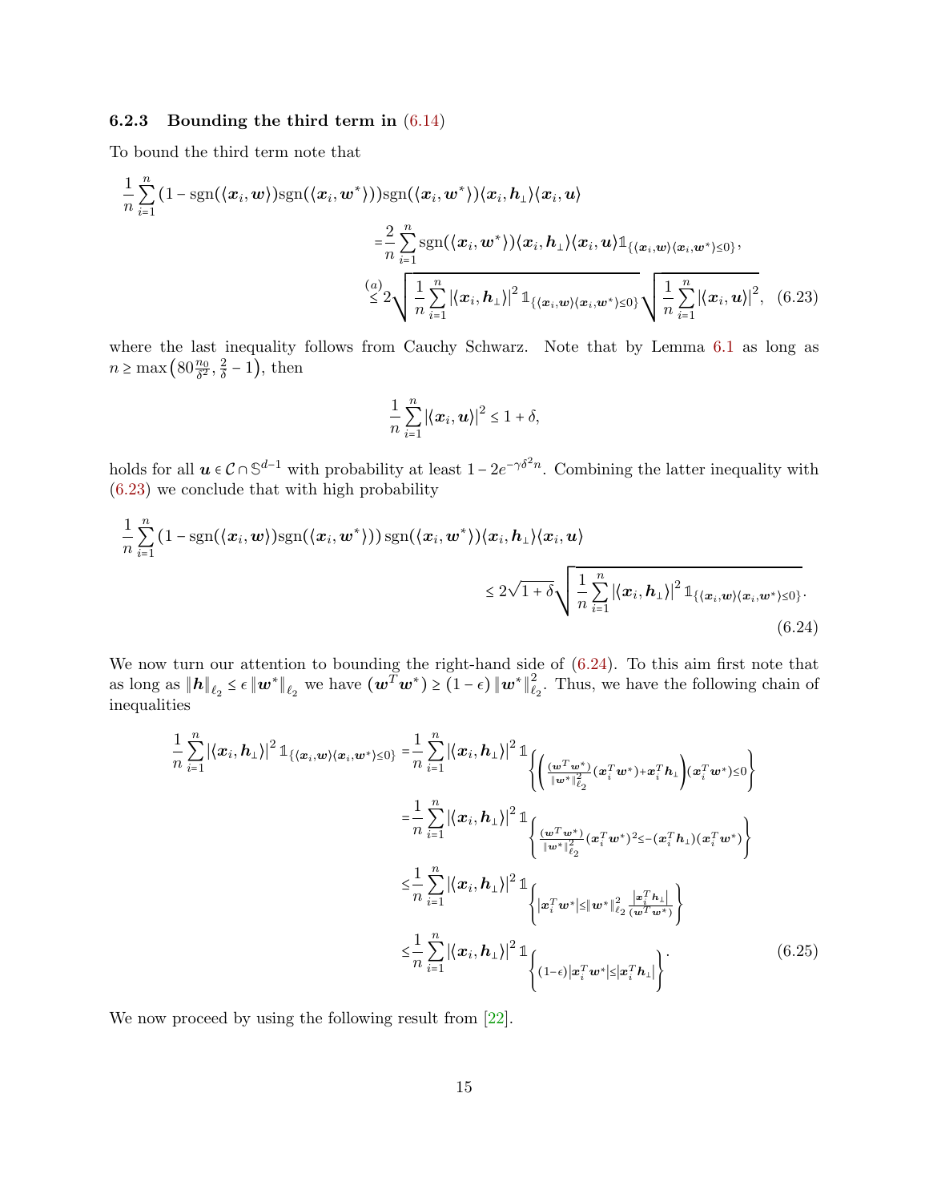### 6.2.3 Bounding the third term in (6.14)

To bound the third term note that

$$
\begin{aligned}
\frac{1}{n}\sum_{i=1}^n (1-\text{sgn}(\langle \boldsymbol{x}_i,\boldsymbol{w}\rangle)\text{sgn}(\langle \boldsymbol{x}_i,\boldsymbol{w}^*\rangle))\text{sgn}(\langle \boldsymbol{x}_i,\boldsymbol{w}^*\rangle)\langle \boldsymbol{x}_i,\boldsymbol{h}_\perp\rangle\langle \boldsymbol{x}_i,\boldsymbol{u}\rangle \\
=\frac{2}{n}\sum_{i=1}^n \text{sgn}(\langle \boldsymbol{x}_i,\boldsymbol{w}^*\rangle)\langle \boldsymbol{x}_i,\boldsymbol{h}_\perp\rangle\langle \boldsymbol{x}_i,\boldsymbol{u}\rangle\mathbb{1}_{\{\langle \boldsymbol{x}_i,\boldsymbol{w}\rangle\langle \boldsymbol{x}_i,\boldsymbol{w}^*\rangle\le 0\}}, \\
\overset{(a)}{\le} 2\sqrt{\frac{1}{n}\sum_{i=1}^n \left|\langle \boldsymbol{x}_i,\boldsymbol{h}_\perp\rangle\right|^2\mathbb{1}_{\{\langle \boldsymbol{x}_i,\boldsymbol{w}\rangle\langle \boldsymbol{x}_i,\boldsymbol{w}^*\rangle\le 0\}}}\sqrt{\frac{1}{n}\sum_{i=1}^n \left|\langle \boldsymbol{x}_i,\boldsymbol{u}\rangle\right|^2}, \quad (6.23)
\end{aligned}
$$

where the last inequality follows from Cauchy Schwarz. Note that by Lemma 6.1 as long as $n\ge\max\left(80\frac{n_0}{\delta^2},\frac{2}{\delta}-1\right)$, then

$$
\frac{1}{n}\sum_{i=1}^n \left|\langle \boldsymbol{x}_i,\boldsymbol{u}\rangle\right|^2\le 1+\delta,
$$

holds for all $\boldsymbol{u}\in\mathcal{C}\cap\mathbb{S}^{d-1}$ with probability at least $1-2e^{-\gamma\delta^2 n}$. Combining the latter inequality with (6.23) we conclude that with high probability

$$
\begin{aligned}
\frac{1}{n}\sum_{i=1}^n (1-\text{sgn}(\langle \boldsymbol{x}_i,\boldsymbol{w}\rangle)\text{sgn}(\langle \boldsymbol{x}_i,\boldsymbol{w}^*\rangle))\,\text{sgn}(\langle \boldsymbol{x}_i,\boldsymbol{w}^*\rangle)\langle \boldsymbol{x}_i,\boldsymbol{h}_\perp\rangle\langle \boldsymbol{x}_i,\boldsymbol{u}\rangle \\
\le 2\sqrt{1+\delta}\sqrt{\frac{1}{n}\sum_{i=1}^n \left|\langle \boldsymbol{x}_i,\boldsymbol{h}_\perp\rangle\right|^2\mathbb{1}_{\{\langle \boldsymbol{x}_i,\boldsymbol{w}\rangle\langle \boldsymbol{x}_i,\boldsymbol{w}^*\rangle\le 0\}}}. \quad (6.24)
\end{aligned}
$$

We now turn our attention to bounding the right-hand side of (6.24). To this aim first note that as long as $\|\boldsymbol{h}\|_{\ell_2}\le\epsilon\|\boldsymbol{w}^*\|_{\ell_2}$ we have $(\boldsymbol{w}^T\boldsymbol{w}^*)\ge(1-\epsilon)\|\boldsymbol{w}^*\|_{\ell_2}^2$. Thus, we have the following chain of inequalities

$$
\begin{aligned}
\frac{1}{n}\sum_{i=1}^n \left|\langle \boldsymbol{x}_i,\boldsymbol{h}_\perp\rangle\right|^2\mathbb{1}_{\{\langle \boldsymbol{x}_i,\boldsymbol{w}\rangle\langle \boldsymbol{x}_i,\boldsymbol{w}^*\rangle\le 0\}} &=\frac{1}{n}\sum_{i=1}^n \left|\langle \boldsymbol{x}_i,\boldsymbol{h}_\perp\rangle\right|^2\mathbb{1}_{\left\{\left(\frac{(\boldsymbol{w}^T\boldsymbol{w}^*)}{\|\boldsymbol{w}^*\|_{\ell_2}^2}(\boldsymbol{x}_i^T\boldsymbol{w}^*)+\boldsymbol{x}_i^T\boldsymbol{h}_\perp\right)(\boldsymbol{x}_i^T\boldsymbol{w}^*)\le 0\right\}} \\
&=\frac{1}{n}\sum_{i=1}^n \left|\langle \boldsymbol{x}_i,\boldsymbol{h}_\perp\rangle\right|^2\mathbb{1}_{\left\{\frac{(\boldsymbol{w}^T\boldsymbol{w}^*)}{\|\boldsymbol{w}^*\|_{\ell_2}^2}(\boldsymbol{x}_i^T\boldsymbol{w}^*)^2\le-(\boldsymbol{x}_i^T\boldsymbol{h}_\perp)(\boldsymbol{x}_i^T\boldsymbol{w}^*)\right\}} \\
&\le\frac{1}{n}\sum_{i=1}^n \left|\langle \boldsymbol{x}_i,\boldsymbol{h}_\perp\rangle\right|^2\mathbb{1}_{\left\{\left|\boldsymbol{x}_i^T\boldsymbol{w}^*\right|\le\|\boldsymbol{w}^*\|_{\ell_2}^2\frac{\left|\boldsymbol{x}_i^T\boldsymbol{h}_\perp\right|}{(\boldsymbol{w}^T\boldsymbol{w}^*)}\right\}} \\
&\le\frac{1}{n}\sum_{i=1}^n \left|\langle \boldsymbol{x}_i,\boldsymbol{h}_\perp\rangle\right|^2\mathbb{1}_{\left\{(1-\epsilon)\left|\boldsymbol{x}_i^T\boldsymbol{w}^*\right|\le\left|\boldsymbol{x}_i^T\boldsymbol{h}_\perp\right|\right\}}. \quad (6.25)
\end{aligned}
$$

We now proceed by using the following result from [22].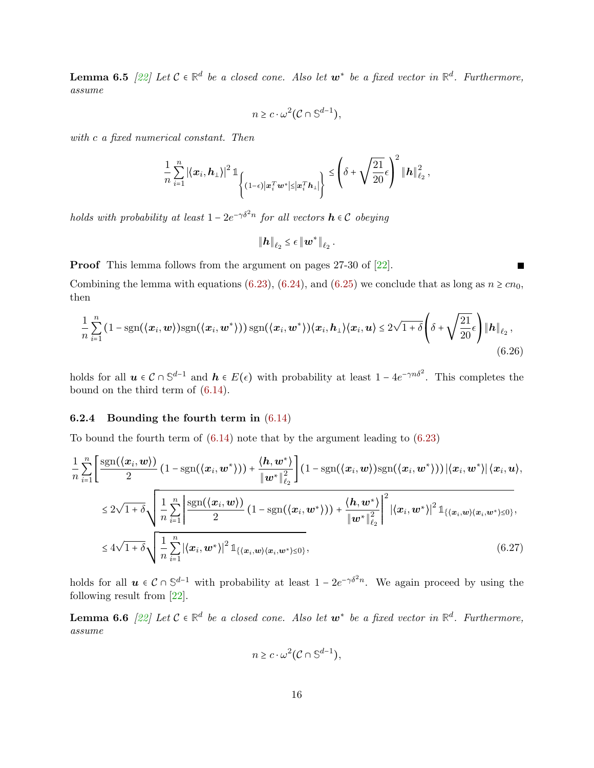**Lemma 6.5** *[22] Let $\mathcal{C} \in \mathbb{R}^d$ be a closed cone. Also let $\boldsymbol{w}^*$ be a fixed vector in $\mathbb{R}^d$. Furthermore, assume*

$$n \geq c \cdot \omega^2(\mathcal{C} \cap \mathbb{S}^{d-1}),$$

*with c a fixed numerical constant. Then*

$$\frac{1}{n}\sum_{i=1}^{n} |\langle \boldsymbol{x}_i, \boldsymbol{h}_\perp \rangle|^2 \mathbb{1}_{\left\{(1-\epsilon)\left|\boldsymbol{x}_i^T\boldsymbol{w}^*\right| \leq \left|\boldsymbol{x}_i^T\boldsymbol{h}_\perp\right|\right\}} \leq \left(\delta + \sqrt{\frac{21}{20}}\epsilon\right)^2 \|\boldsymbol{h}\|_{\ell_2}^2,$$

*holds with probability at least $1 - 2e^{-\gamma\delta^2 n}$ for all vectors $\boldsymbol{h} \in \mathcal{C}$ obeying*

$$\|\boldsymbol{h}\|_{\ell_2} \leq \epsilon \|\boldsymbol{w}^*\|_{\ell_2}.$$

**Proof** This lemma follows from the argument on pages 27-30 of [22]. ∎

Combining the lemma with equations (6.23), (6.24), and (6.25) we conclude that as long as $n \geq cn_0$, then

$$\frac{1}{n}\sum_{i=1}^{n} (1 - \text{sgn}(\langle \boldsymbol{x}_i, \boldsymbol{w} \rangle)\text{sgn}(\langle \boldsymbol{x}_i, \boldsymbol{w}^* \rangle))\,\text{sgn}(\langle \boldsymbol{x}_i, \boldsymbol{w}^* \rangle)\langle \boldsymbol{x}_i, \boldsymbol{h}_\perp \rangle \langle \boldsymbol{x}_i, \boldsymbol{u} \rangle \leq 2\sqrt{1+\delta}\left(\delta + \sqrt{\frac{21}{20}}\epsilon\right)\|\boldsymbol{h}\|_{\ell_2}, \tag{6.26}$$

holds for all $\boldsymbol{u} \in \mathcal{C} \cap \mathbb{S}^{d-1}$ and $\boldsymbol{h} \in E(\epsilon)$ with probability at least $1 - 4e^{-\gamma n \delta^2}$. This completes the bound on the third term of (6.14).

### 6.2.4 Bounding the fourth term in (6.14)

To bound the fourth term of (6.14) note that by the argument leading to (6.23)

$$\begin{aligned}
&\frac{1}{n}\sum_{i=1}^{n}\left[\frac{\text{sgn}(\langle \boldsymbol{x}_i, \boldsymbol{w} \rangle)}{2}(1 - \text{sgn}(\langle \boldsymbol{x}_i, \boldsymbol{w}^* \rangle)) + \frac{\langle \boldsymbol{h}, \boldsymbol{w}^* \rangle}{\|\boldsymbol{w}^*\|_{\ell_2}^2}\right](1 - \text{sgn}(\langle \boldsymbol{x}_i, \boldsymbol{w} \rangle)\text{sgn}(\langle \boldsymbol{x}_i, \boldsymbol{w}^* \rangle))\,|\langle \boldsymbol{x}_i, \boldsymbol{w}^* \rangle|\,\langle \boldsymbol{x}_i, \boldsymbol{u} \rangle, \\
&\leq 2\sqrt{1+\delta}\sqrt{\frac{1}{n}\sum_{i=1}^{n}\left|\frac{\text{sgn}(\langle \boldsymbol{x}_i, \boldsymbol{w} \rangle)}{2}(1 - \text{sgn}(\langle \boldsymbol{x}_i, \boldsymbol{w}^* \rangle)) + \frac{\langle \boldsymbol{h}, \boldsymbol{w}^* \rangle}{\|\boldsymbol{w}^*\|_{\ell_2}^2}\right|^2 |\langle \boldsymbol{x}_i, \boldsymbol{w}^* \rangle|^2 \mathbb{1}_{\{\langle \boldsymbol{x}_i, \boldsymbol{w} \rangle \langle \boldsymbol{x}_i, \boldsymbol{w}^* \rangle \leq 0\}}}, \\
&\leq 4\sqrt{1+\delta}\sqrt{\frac{1}{n}\sum_{i=1}^{n}|\langle \boldsymbol{x}_i, \boldsymbol{w}^* \rangle|^2 \mathbb{1}_{\{\langle \boldsymbol{x}_i, \boldsymbol{w} \rangle \langle \boldsymbol{x}_i, \boldsymbol{w}^* \rangle \leq 0\}}},
\end{aligned} \tag{6.27}$$

holds for all $\boldsymbol{u} \in \mathcal{C} \cap \mathbb{S}^{d-1}$ with probability at least $1 - 2e^{-\gamma\delta^2 n}$. We again proceed by using the following result from [22].

**Lemma 6.6** *[22] Let $\mathcal{C} \in \mathbb{R}^d$ be a closed cone. Also let $\boldsymbol{w}^*$ be a fixed vector in $\mathbb{R}^d$. Furthermore, assume*

$$n \geq c \cdot \omega^2(\mathcal{C} \cap \mathbb{S}^{d-1}),$$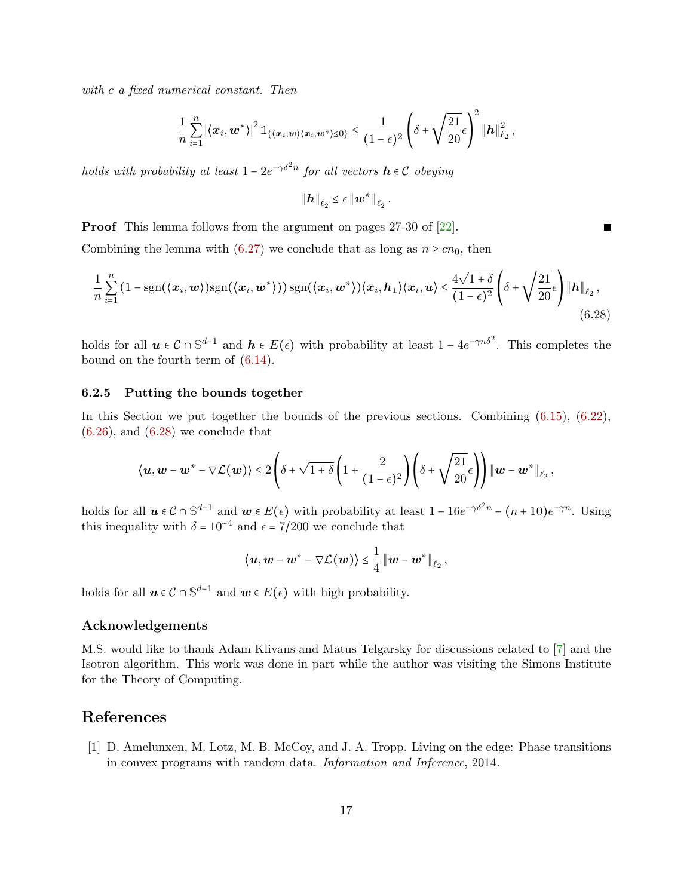*with $c$ a fixed numerical constant. Then*

$$\frac{1}{n}\sum_{i=1}^{n}\left|\langle \boldsymbol{x}_i, \boldsymbol{w}^*\rangle\right|^2 \mathbb{1}_{\{\langle \boldsymbol{x}_i,\boldsymbol{w}\rangle\langle \boldsymbol{x}_i,\boldsymbol{w}^*\rangle \le 0\}} \le \frac{1}{(1-\epsilon)^2}\left(\delta + \sqrt{\frac{21}{20}}\epsilon\right)^2 \|\boldsymbol{h}\|_{\ell_2}^2,$$

*holds with probability at least $1-2e^{-\gamma\delta^2 n}$ for all vectors $\boldsymbol{h}\in\mathcal{C}$ obeying*

$$\|\boldsymbol{h}\|_{\ell_2} \le \epsilon \|\boldsymbol{w}^*\|_{\ell_2}.$$

**Proof** This lemma follows from the argument on pages 27-30 of [22]. ∎

Combining the lemma with (6.27) we conclude that as long as $n \ge cn_0$, then

$$\frac{1}{n}\sum_{i=1}^{n}\left(1-\text{sgn}(\langle \boldsymbol{x}_i,\boldsymbol{w}\rangle)\text{sgn}(\langle \boldsymbol{x}_i,\boldsymbol{w}^*\rangle)\right)\text{sgn}(\langle \boldsymbol{x}_i,\boldsymbol{w}^*\rangle)\langle \boldsymbol{x}_i,\boldsymbol{h}_\perp\rangle\langle \boldsymbol{x}_i,\boldsymbol{u}\rangle \le \frac{4\sqrt{1+\delta}}{(1-\epsilon)^2}\left(\delta+\sqrt{\frac{21}{20}}\epsilon\right)\|\boldsymbol{h}\|_{\ell_2}, \tag{6.28}$$

holds for all $\boldsymbol{u}\in\mathcal{C}\cap\mathbb{S}^{d-1}$ and $\boldsymbol{h}\in E(\epsilon)$ with probability at least $1-4e^{-\gamma n\delta^2}$. This completes the bound on the fourth term of (6.14).

### 6.2.5 Putting the bounds together

In this Section we put together the bounds of the previous sections. Combining (6.15), (6.22), (6.26), and (6.28) we conclude that

$$\langle \boldsymbol{u}, \boldsymbol{w}-\boldsymbol{w}^* - \nabla\mathcal{L}(\boldsymbol{w})\rangle \le 2\left(\delta + \sqrt{1+\delta}\left(1+\frac{2}{(1-\epsilon)^2}\right)\left(\delta+\sqrt{\frac{21}{20}}\epsilon\right)\right)\|\boldsymbol{w}-\boldsymbol{w}^*\|_{\ell_2},$$

holds for all $\boldsymbol{u}\in\mathcal{C}\cap\mathbb{S}^{d-1}$ and $\boldsymbol{w}\in E(\epsilon)$ with probability at least $1-16e^{-\gamma\delta^2 n}-(n+10)e^{-\gamma n}$. Using this inequality with $\delta = 10^{-4}$ and $\epsilon = 7/200$ we conclude that

$$\langle \boldsymbol{u}, \boldsymbol{w}-\boldsymbol{w}^* - \nabla\mathcal{L}(\boldsymbol{w})\rangle \le \frac{1}{4}\|\boldsymbol{w}-\boldsymbol{w}^*\|_{\ell_2},$$

holds for all $\boldsymbol{u}\in\mathcal{C}\cap\mathbb{S}^{d-1}$ and $\boldsymbol{w}\in E(\epsilon)$ with high probability.

### Acknowledgements

M.S. would like to thank Adam Klivans and Matus Telgarsky for discussions related to [7] and the Isotron algorithm. This work was done in part while the author was visiting the Simons Institute for the Theory of Computing.

## References

[1] D. Amelunxen, M. Lotz, M. B. McCoy, and J. A. Tropp. Living on the edge: Phase transitions in convex programs with random data. *Information and Inference*, 2014.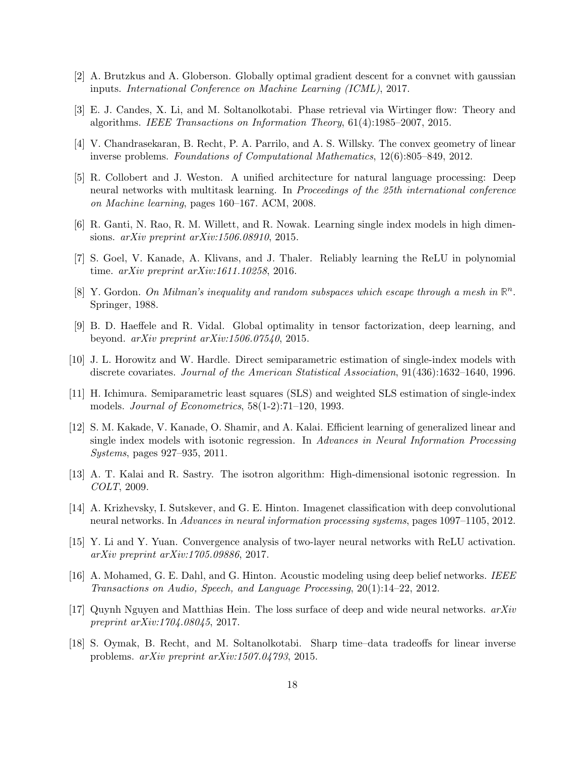[2] A. Brutzkus and A. Globerson. Globally optimal gradient descent for a convnet with gaussian inputs. *International Conference on Machine Learning (ICML)*, 2017.

[3] E. J. Candes, X. Li, and M. Soltanolkotabi. Phase retrieval via Wirtinger flow: Theory and algorithms. *IEEE Transactions on Information Theory*, 61(4):1985–2007, 2015.

[4] V. Chandrasekaran, B. Recht, P. A. Parrilo, and A. S. Willsky. The convex geometry of linear inverse problems. *Foundations of Computational Mathematics*, 12(6):805–849, 2012.

[5] R. Collobert and J. Weston. A unified architecture for natural language processing: Deep neural networks with multitask learning. In *Proceedings of the 25th international conference on Machine learning*, pages 160–167. ACM, 2008.

[6] R. Ganti, N. Rao, R. M. Willett, and R. Nowak. Learning single index models in high dimensions. *arXiv preprint arXiv:1506.08910*, 2015.

[7] S. Goel, V. Kanade, A. Klivans, and J. Thaler. Reliably learning the ReLU in polynomial time. *arXiv preprint arXiv:1611.10258*, 2016.

[8] Y. Gordon. *On Milman's inequality and random subspaces which escape through a mesh in* $\mathbb{R}^n$. Springer, 1988.

[9] B. D. Haeffele and R. Vidal. Global optimality in tensor factorization, deep learning, and beyond. *arXiv preprint arXiv:1506.07540*, 2015.

[10] J. L. Horowitz and W. Hardle. Direct semiparametric estimation of single-index models with discrete covariates. *Journal of the American Statistical Association*, 91(436):1632–1640, 1996.

[11] H. Ichimura. Semiparametric least squares (SLS) and weighted SLS estimation of single-index models. *Journal of Econometrics*, 58(1-2):71–120, 1993.

[12] S. M. Kakade, V. Kanade, O. Shamir, and A. Kalai. Efficient learning of generalized linear and single index models with isotonic regression. In *Advances in Neural Information Processing Systems*, pages 927–935, 2011.

[13] A. T. Kalai and R. Sastry. The isotron algorithm: High-dimensional isotonic regression. In *COLT*, 2009.

[14] A. Krizhevsky, I. Sutskever, and G. E. Hinton. Imagenet classification with deep convolutional neural networks. In *Advances in neural information processing systems*, pages 1097–1105, 2012.

[15] Y. Li and Y. Yuan. Convergence analysis of two-layer neural networks with ReLU activation. *arXiv preprint arXiv:1705.09886*, 2017.

[16] A. Mohamed, G. E. Dahl, and G. Hinton. Acoustic modeling using deep belief networks. *IEEE Transactions on Audio, Speech, and Language Processing*, 20(1):14–22, 2012.

[17] Quynh Nguyen and Matthias Hein. The loss surface of deep and wide neural networks. *arXiv preprint arXiv:1704.08045*, 2017.

[18] S. Oymak, B. Recht, and M. Soltanolkotabi. Sharp time–data tradeoffs for linear inverse problems. *arXiv preprint arXiv:1507.04793*, 2015.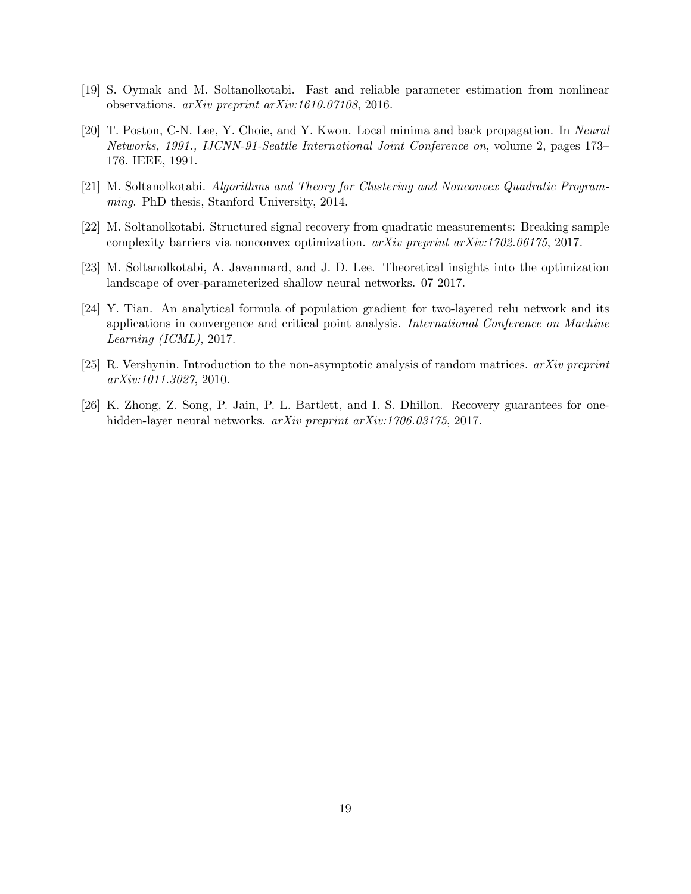[19] S. Oymak and M. Soltanolkotabi. Fast and reliable parameter estimation from nonlinear observations. *arXiv preprint arXiv:1610.07108*, 2016.

[20] T. Poston, C-N. Lee, Y. Choie, and Y. Kwon. Local minima and back propagation. In *Neural Networks, 1991., IJCNN-91-Seattle International Joint Conference on*, volume 2, pages 173–176. IEEE, 1991.

[21] M. Soltanolkotabi. *Algorithms and Theory for Clustering and Nonconvex Quadratic Programming*. PhD thesis, Stanford University, 2014.

[22] M. Soltanolkotabi. Structured signal recovery from quadratic measurements: Breaking sample complexity barriers via nonconvex optimization. *arXiv preprint arXiv:1702.06175*, 2017.

[23] M. Soltanolkotabi, A. Javanmard, and J. D. Lee. Theoretical insights into the optimization landscape of over-parameterized shallow neural networks. 07 2017.

[24] Y. Tian. An analytical formula of population gradient for two-layered relu network and its applications in convergence and critical point analysis. *International Conference on Machine Learning (ICML)*, 2017.

[25] R. Vershynin. Introduction to the non-asymptotic analysis of random matrices. *arXiv preprint arXiv:1011.3027*, 2010.

[26] K. Zhong, Z. Song, P. Jain, P. L. Bartlett, and I. S. Dhillon. Recovery guarantees for one-hidden-layer neural networks. *arXiv preprint arXiv:1706.03175*, 2017.